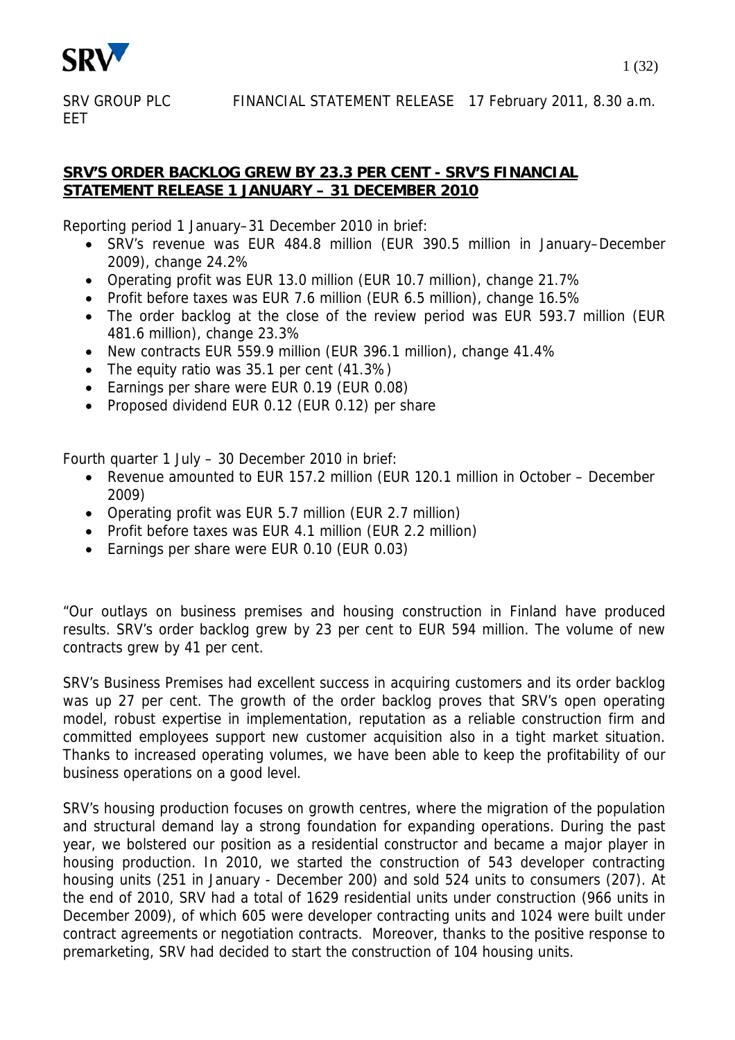SRV GROUP PLC FINANCIAL STATEMENT RELEASE 17 February 2011, 8.30 a.m. EET

## SRV'S ORDER BACKLOG GREW BY 23.3 PER CENT - SRV'S FINANCIAL STATEMENT RELEASE 1 JANUARY – 31 DECEMBER 2010

Reporting period 1 January–31 December 2010 in brief:

- SRV's revenue was EUR 484.8 million (EUR 390.5 million in January–December 2009), change 24.2%
- Operating profit was EUR 13.0 million (EUR 10.7 million), change 21.7%
- Profit before taxes was EUR 7.6 million (EUR 6.5 million), change 16.5%
- The order backlog at the close of the review period was EUR 593.7 million (EUR 481.6 million), change 23.3%
- New contracts EUR 559.9 million (EUR 396.1 million), change 41.4%
- The equity ratio was 35.1 per cent (41.3%)
- Earnings per share were EUR 0.19 (EUR 0.08)
- Proposed dividend EUR 0.12 (EUR 0.12) per share

Fourth quarter 1 July – 30 December 2010 in brief:

- Revenue amounted to EUR 157.2 million (EUR 120.1 million in October – December 2009)
- Operating profit was EUR 5.7 million (EUR 2.7 million)
- Profit before taxes was EUR 4.1 million (EUR 2.2 million)
- Earnings per share were EUR 0.10 (EUR 0.03)

"Our outlays on business premises and housing construction in Finland have produced results. SRV's order backlog grew by 23 per cent to EUR 594 million. The volume of new contracts grew by 41 per cent.

SRV's Business Premises had excellent success in acquiring customers and its order backlog was up 27 per cent. The growth of the order backlog proves that SRV's open operating model, robust expertise in implementation, reputation as a reliable construction firm and committed employees support new customer acquisition also in a tight market situation. Thanks to increased operating volumes, we have been able to keep the profitability of our business operations on a good level.

SRV's housing production focuses on growth centres, where the migration of the population and structural demand lay a strong foundation for expanding operations. During the past year, we bolstered our position as a residential constructor and became a major player in housing production. In 2010, we started the construction of 543 developer contracting housing units (251 in January - December 200) and sold 524 units to consumers (207). At the end of 2010, SRV had a total of 1629 residential units under construction (966 units in December 2009), of which 605 were developer contracting units and 1024 were built under contract agreements or negotiation contracts. Moreover, thanks to the positive response to premarketing, SRV had decided to start the construction of 104 housing units.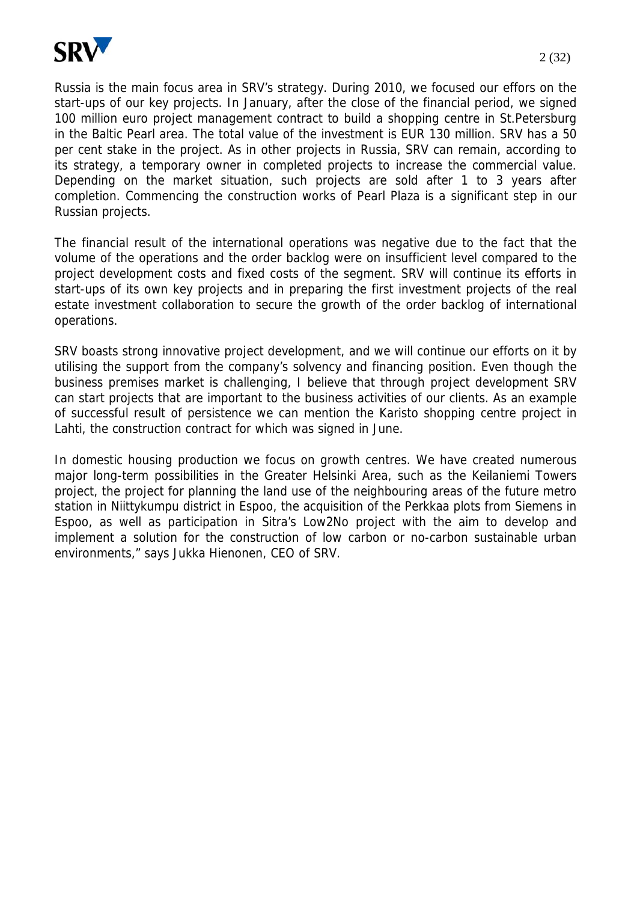Russia is the main focus area in SRV's strategy. During 2010, we focused our effors on the start-ups of our key projects. In January, after the close of the financial period, we signed 100 million euro project management contract to build a shopping centre in St.Petersburg in the Baltic Pearl area. The total value of the investment is EUR 130 million. SRV has a 50 per cent stake in the project. As in other projects in Russia, SRV can remain, according to its strategy, a temporary owner in completed projects to increase the commercial value. Depending on the market situation, such projects are sold after 1 to 3 years after completion. Commencing the construction works of Pearl Plaza is a significant step in our Russian projects.

The financial result of the international operations was negative due to the fact that the volume of the operations and the order backlog were on insufficient level compared to the project development costs and fixed costs of the segment. SRV will continue its efforts in start-ups of its own key projects and in preparing the first investment projects of the real estate investment collaboration to secure the growth of the order backlog of international operations.

SRV boasts strong innovative project development, and we will continue our efforts on it by utilising the support from the company's solvency and financing position. Even though the business premises market is challenging, I believe that through project development SRV can start projects that are important to the business activities of our clients. As an example of successful result of persistence we can mention the Karisto shopping centre project in Lahti, the construction contract for which was signed in June.

In domestic housing production we focus on growth centres. We have created numerous major long-term possibilities in the Greater Helsinki Area, such as the Keilaniemi Towers project, the project for planning the land use of the neighbouring areas of the future metro station in Niittykumpu district in Espoo, the acquisition of the Perkkaa plots from Siemens in Espoo, as well as participation in Sitra's Low2No project with the aim to develop and implement a solution for the construction of low carbon or no-carbon sustainable urban environments," says Jukka Hienonen, CEO of SRV.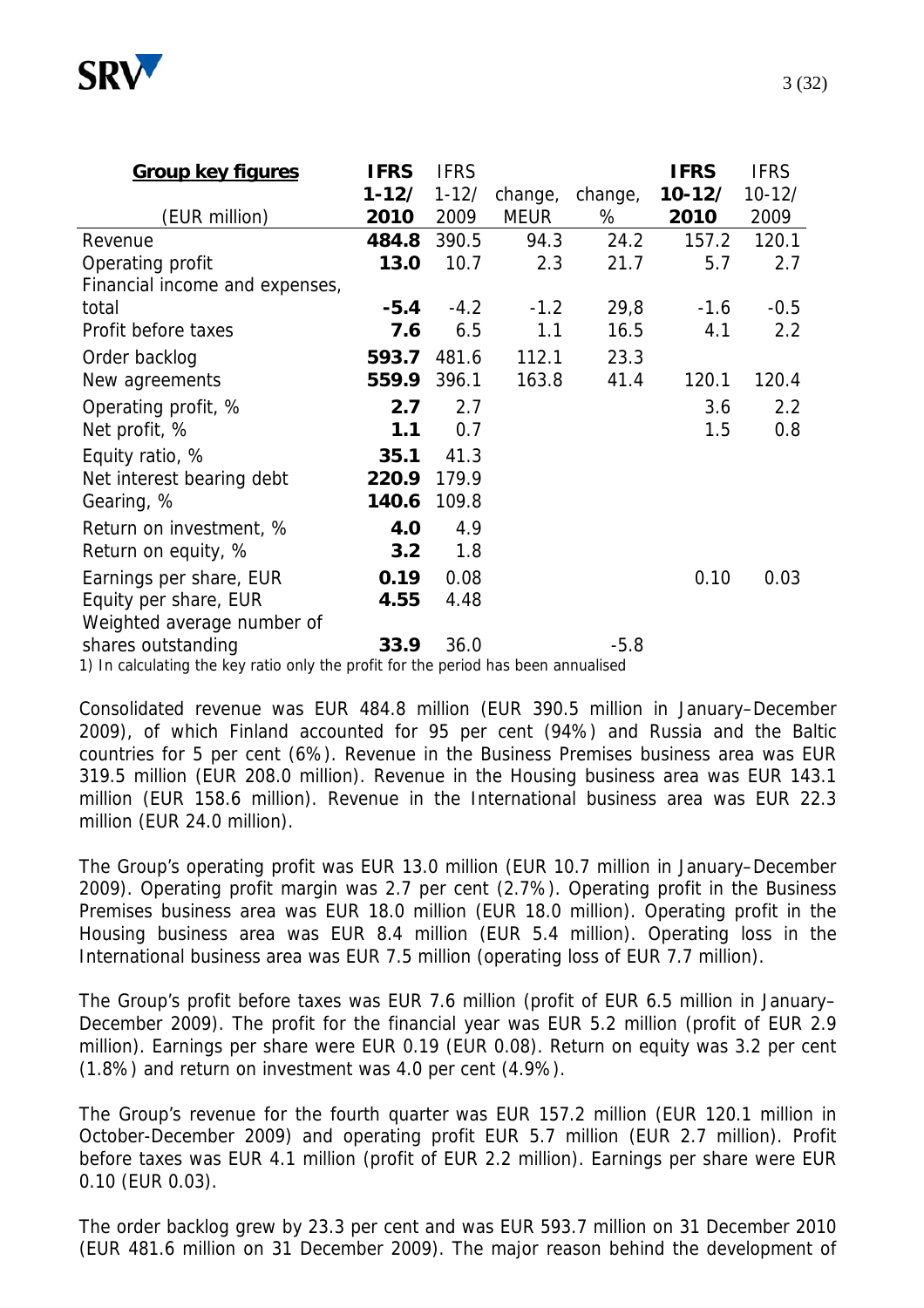| **Group key figures** | **IFRS** | IFRS | | | **IFRS** | IFRS |
|---|---|---|---|---|---|---|
| | **1-12/** | 1-12/ | change, | change, | **10-12/** | 10-12/ |
| (EUR million) | **2010** | 2009 | MEUR | % | **2010** | 2009 |
| Revenue | **484.8** | 390.5 | 94.3 | 24.2 | 157.2 | 120.1 |
| Operating profit | **13.0** | 10.7 | 2.3 | 21.7 | 5.7 | 2.7 |
| Financial income and expenses, total | **-5.4** | -4.2 | -1.2 | 29,8 | -1.6 | -0.5 |
| Profit before taxes | **7.6** | 6.5 | 1.1 | 16.5 | 4.1 | 2.2 |
| Order backlog | **593.7** | 481.6 | 112.1 | 23.3 | | |
| New agreements | **559.9** | 396.1 | 163.8 | 41.4 | 120.1 | 120.4 |
| Operating profit, % | **2.7** | 2.7 | | | 3.6 | 2.2 |
| Net profit, % | **1.1** | 0.7 | | | 1.5 | 0.8 |
| Equity ratio, % | **35.1** | 41.3 | | | | |
| Net interest bearing debt | **220.9** | 179.9 | | | | |
| Gearing, % | **140.6** | 109.8 | | | | |
| Return on investment, % | **4.0** | 4.9 | | | | |
| Return on equity, % | **3.2** | 1.8 | | | | |
| Earnings per share, EUR | **0.19** | 0.08 | | | 0.10 | 0.03 |
| Equity per share, EUR | **4.55** | 4.48 | | | | |
| Weighted average number of shares outstanding | **33.9** | 36.0 | | -5.8 | | |

1) In calculating the key ratio only the profit for the period has been annualised

Consolidated revenue was EUR 484.8 million (EUR 390.5 million in January–December 2009), of which Finland accounted for 95 per cent (94%) and Russia and the Baltic countries for 5 per cent (6%). Revenue in the Business Premises business area was EUR 319.5 million (EUR 208.0 million). Revenue in the Housing business area was EUR 143.1 million (EUR 158.6 million). Revenue in the International business area was EUR 22.3 million (EUR 24.0 million).

The Group's operating profit was EUR 13.0 million (EUR 10.7 million in January–December 2009). Operating profit margin was 2.7 per cent (2.7%). Operating profit in the Business Premises business area was EUR 18.0 million (EUR 18.0 million). Operating profit in the Housing business area was EUR 8.4 million (EUR 5.4 million). Operating loss in the International business area was EUR 7.5 million (operating loss of EUR 7.7 million).

The Group's profit before taxes was EUR 7.6 million (profit of EUR 6.5 million in January–December 2009). The profit for the financial year was EUR 5.2 million (profit of EUR 2.9 million). Earnings per share were EUR 0.19 (EUR 0.08). Return on equity was 3.2 per cent (1.8%) and return on investment was 4.0 per cent (4.9%).

The Group's revenue for the fourth quarter was EUR 157.2 million (EUR 120.1 million in October-December 2009) and operating profit EUR 5.7 million (EUR 2.7 million). Profit before taxes was EUR 4.1 million (profit of EUR 2.2 million). Earnings per share were EUR 0.10 (EUR 0.03).

The order backlog grew by 23.3 per cent and was EUR 593.7 million on 31 December 2010 (EUR 481.6 million on 31 December 2009). The major reason behind the development of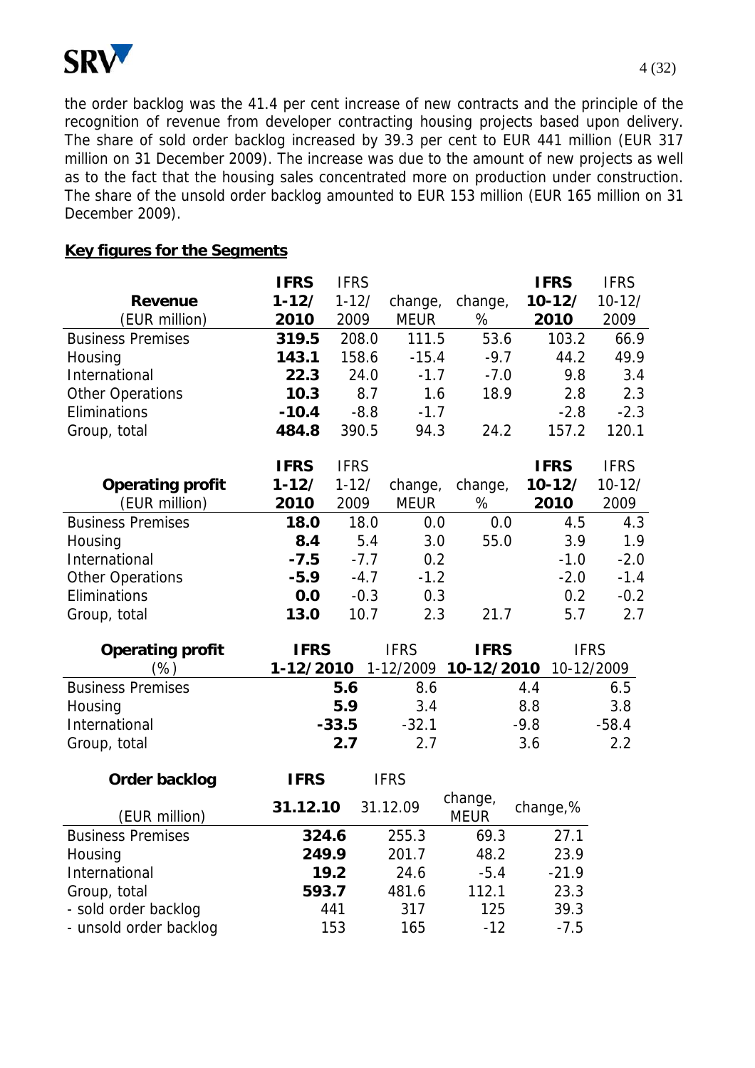the order backlog was the 41.4 per cent increase of new contracts and the principle of the recognition of revenue from developer contracting housing projects based upon delivery. The share of sold order backlog increased by 39.3 per cent to EUR 441 million (EUR 317 million on 31 December 2009). The increase was due to the amount of new projects as well as to the fact that the housing sales concentrated more on production under construction. The share of the unsold order backlog amounted to EUR 153 million (EUR 165 million on 31 December 2009).

## Key figures for the Segments

| **Revenue** (EUR million) | **IFRS 1-12/ 2010** | IFRS 1-12/ 2009 | change, MEUR | change, % | **IFRS 10-12/ 2010** | IFRS 10-12/ 2009 |
|---|---|---|---|---|---|---|
| Business Premises | **319.5** | 208.0 | 111.5 | 53.6 | 103.2 | 66.9 |
| Housing | **143.1** | 158.6 | -15.4 | -9.7 | 44.2 | 49.9 |
| International | **22.3** | 24.0 | -1.7 | -7.0 | 9.8 | 3.4 |
| Other Operations | **10.3** | 8.7 | 1.6 | 18.9 | 2.8 | 2.3 |
| Eliminations | **-10.4** | -8.8 | -1.7 | | -2.8 | -2.3 |
| Group, total | **484.8** | 390.5 | 94.3 | 24.2 | 157.2 | 120.1 |

| **Operating profit** (EUR million) | **IFRS 1-12/ 2010** | IFRS 1-12/ 2009 | change, MEUR | change, % | **IFRS 10-12/ 2010** | IFRS 10-12/ 2009 |
|---|---|---|---|---|---|---|
| Business Premises | **18.0** | 18.0 | 0.0 | 0.0 | 4.5 | 4.3 |
| Housing | **8.4** | 5.4 | 3.0 | 55.0 | 3.9 | 1.9 |
| International | **-7.5** | -7.7 | 0.2 | | -1.0 | -2.0 |
| Other Operations | **-5.9** | -4.7 | -1.2 | | -2.0 | -1.4 |
| Eliminations | **0.0** | -0.3 | 0.3 | | 0.2 | -0.2 |
| Group, total | **13.0** | 10.7 | 2.3 | 21.7 | 5.7 | 2.7 |

| **Operating profit** (%) | **IFRS 1-12/2010** | IFRS 1-12/2009 | **IFRS 10-12/2010** | IFRS 10-12/2009 |
|---|---|---|---|---|
| Business Premises | **5.6** | 8.6 | 4.4 | 6.5 |
| Housing | **5.9** | 3.4 | 8.8 | 3.8 |
| International | **-33.5** | -32.1 | -9.8 | -58.4 |
| Group, total | **2.7** | 2.7 | 3.6 | 2.2 |

| **Order backlog** (EUR million) | **IFRS 31.12.10** | IFRS 31.12.09 | change, MEUR | change,% |
|---|---|---|---|---|
| Business Premises | **324.6** | 255.3 | 69.3 | 27.1 |
| Housing | **249.9** | 201.7 | 48.2 | 23.9 |
| International | **19.2** | 24.6 | -5.4 | -21.9 |
| Group, total | **593.7** | 481.6 | 112.1 | 23.3 |
| - sold order backlog | 441 | 317 | 125 | 39.3 |
| - unsold order backlog | 153 | 165 | -12 | -7.5 |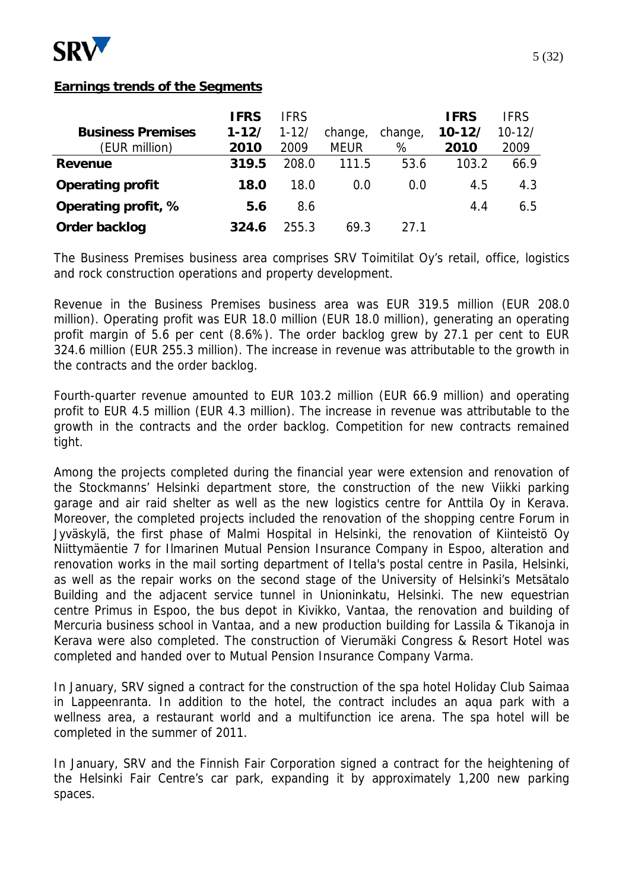## Earnings trends of the Segments

| **Business Premises** (EUR million) | **IFRS 1-12/ 2010** | IFRS 1-12/ 2009 | change, MEUR | change, % | **IFRS 10-12/ 2010** | IFRS 10-12/ 2009 |
|---|---|---|---|---|---|---|
| **Revenue** | **319.5** | 208.0 | 111.5 | 53.6 | 103.2 | 66.9 |
| **Operating profit** | **18.0** | 18.0 | 0.0 | 0.0 | 4.5 | 4.3 |
| **Operating profit, %** | **5.6** | 8.6 | | | 4.4 | 6.5 |
| **Order backlog** | **324.6** | 255.3 | 69.3 | 27.1 | | |

The Business Premises business area comprises SRV Toimitilat Oy's retail, office, logistics and rock construction operations and property development.

Revenue in the Business Premises business area was EUR 319.5 million (EUR 208.0 million). Operating profit was EUR 18.0 million (EUR 18.0 million), generating an operating profit margin of 5.6 per cent (8.6%). The order backlog grew by 27.1 per cent to EUR 324.6 million (EUR 255.3 million). The increase in revenue was attributable to the growth in the contracts and the order backlog.

Fourth-quarter revenue amounted to EUR 103.2 million (EUR 66.9 million) and operating profit to EUR 4.5 million (EUR 4.3 million). The increase in revenue was attributable to the growth in the contracts and the order backlog. Competition for new contracts remained tight.

Among the projects completed during the financial year were extension and renovation of the Stockmanns' Helsinki department store, the construction of the new Viikki parking garage and air raid shelter as well as the new logistics centre for Anttila Oy in Kerava. Moreover, the completed projects included the renovation of the shopping centre Forum in Jyväskylä, the first phase of Malmi Hospital in Helsinki, the renovation of Kiinteistö Oy Niittymäentie 7 for Ilmarinen Mutual Pension Insurance Company in Espoo, alteration and renovation works in the mail sorting department of Itella's postal centre in Pasila, Helsinki, as well as the repair works on the second stage of the University of Helsinki's Metsätalo Building and the adjacent service tunnel in Unioninkatu, Helsinki. The new equestrian centre Primus in Espoo, the bus depot in Kivikko, Vantaa, the renovation and building of Mercuria business school in Vantaa, and a new production building for Lassila & Tikanoja in Kerava were also completed. The construction of Vierumäki Congress & Resort Hotel was completed and handed over to Mutual Pension Insurance Company Varma.

In January, SRV signed a contract for the construction of the spa hotel Holiday Club Saimaa in Lappeenranta. In addition to the hotel, the contract includes an aqua park with a wellness area, a restaurant world and a multifunction ice arena. The spa hotel will be completed in the summer of 2011.

In January, SRV and the Finnish Fair Corporation signed a contract for the heightening of the Helsinki Fair Centre's car park, expanding it by approximately 1,200 new parking spaces.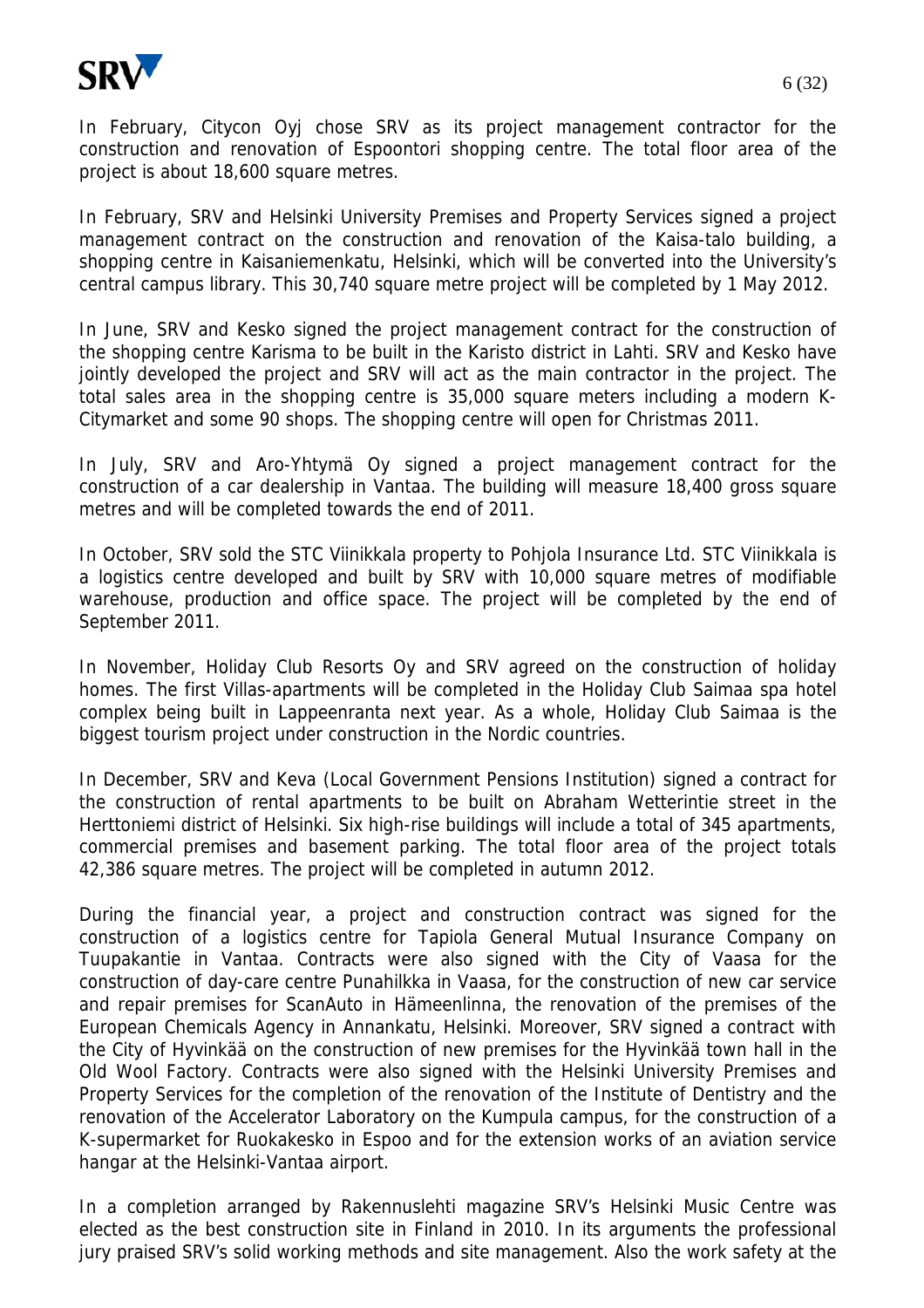In February, Citycon Oyj chose SRV as its project management contractor for the construction and renovation of Espoontori shopping centre. The total floor area of the project is about 18,600 square metres.

In February, SRV and Helsinki University Premises and Property Services signed a project management contract on the construction and renovation of the Kaisa-talo building, a shopping centre in Kaisaniemenkatu, Helsinki, which will be converted into the University's central campus library. This 30,740 square metre project will be completed by 1 May 2012.

In June, SRV and Kesko signed the project management contract for the construction of the shopping centre Karisma to be built in the Karisto district in Lahti. SRV and Kesko have jointly developed the project and SRV will act as the main contractor in the project. The total sales area in the shopping centre is 35,000 square meters including a modern K-Citymarket and some 90 shops. The shopping centre will open for Christmas 2011.

In July, SRV and Aro-Yhtymä Oy signed a project management contract for the construction of a car dealership in Vantaa. The building will measure 18,400 gross square metres and will be completed towards the end of 2011.

In October, SRV sold the STC Viinikkala property to Pohjola Insurance Ltd. STC Viinikkala is a logistics centre developed and built by SRV with 10,000 square metres of modifiable warehouse, production and office space. The project will be completed by the end of September 2011.

In November, Holiday Club Resorts Oy and SRV agreed on the construction of holiday homes. The first Villas-apartments will be completed in the Holiday Club Saimaa spa hotel complex being built in Lappeenranta next year. As a whole, Holiday Club Saimaa is the biggest tourism project under construction in the Nordic countries.

In December, SRV and Keva (Local Government Pensions Institution) signed a contract for the construction of rental apartments to be built on Abraham Wetterintie street in the Herttoniemi district of Helsinki. Six high-rise buildings will include a total of 345 apartments, commercial premises and basement parking. The total floor area of the project totals 42,386 square metres. The project will be completed in autumn 2012.

During the financial year, a project and construction contract was signed for the construction of a logistics centre for Tapiola General Mutual Insurance Company on Tuupakantie in Vantaa. Contracts were also signed with the City of Vaasa for the construction of day-care centre Punahilkka in Vaasa, for the construction of new car service and repair premises for ScanAuto in Hämeenlinna, the renovation of the premises of the European Chemicals Agency in Annankatu, Helsinki. Moreover, SRV signed a contract with the City of Hyvinkää on the construction of new premises for the Hyvinkää town hall in the Old Wool Factory. Contracts were also signed with the Helsinki University Premises and Property Services for the completion of the renovation of the Institute of Dentistry and the renovation of the Accelerator Laboratory on the Kumpula campus, for the construction of a K-supermarket for Ruokakesko in Espoo and for the extension works of an aviation service hangar at the Helsinki-Vantaa airport.

In a completion arranged by Rakennuslehti magazine SRV's Helsinki Music Centre was elected as the best construction site in Finland in 2010. In its arguments the professional jury praised SRV's solid working methods and site management. Also the work safety at the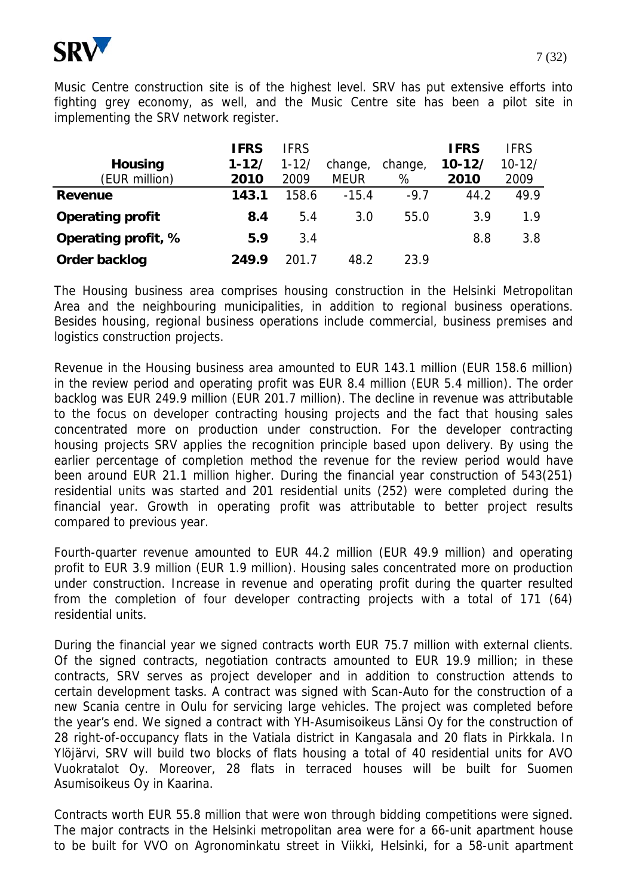Music Centre construction site is of the highest level. SRV has put extensive efforts into fighting grey economy, as well, and the Music Centre site has been a pilot site in implementing the SRV network register.

| **Housing** (EUR million) | **IFRS 1-12/ 2010** | IFRS 1-12/ 2009 | change, MEUR | change, % | **IFRS 10-12/ 2010** | IFRS 10-12/ 2009 |
|---|---|---|---|---|---|---|
| **Revenue** | **143.1** | 158.6 | -15.4 | -9.7 | 44.2 | 49.9 |
| **Operating profit** | **8.4** | 5.4 | 3.0 | 55.0 | 3.9 | 1.9 |
| **Operating profit, %** | **5.9** | 3.4 | | | 8.8 | 3.8 |
| **Order backlog** | **249.9** | 201.7 | 48.2 | 23.9 | | |

The Housing business area comprises housing construction in the Helsinki Metropolitan Area and the neighbouring municipalities, in addition to regional business operations. Besides housing, regional business operations include commercial, business premises and logistics construction projects.

Revenue in the Housing business area amounted to EUR 143.1 million (EUR 158.6 million) in the review period and operating profit was EUR 8.4 million (EUR 5.4 million). The order backlog was EUR 249.9 million (EUR 201.7 million). The decline in revenue was attributable to the focus on developer contracting housing projects and the fact that housing sales concentrated more on production under construction. For the developer contracting housing projects SRV applies the recognition principle based upon delivery. By using the earlier percentage of completion method the revenue for the review period would have been around EUR 21.1 million higher. During the financial year construction of 543(251) residential units was started and 201 residential units (252) were completed during the financial year. Growth in operating profit was attributable to better project results compared to previous year.

Fourth-quarter revenue amounted to EUR 44.2 million (EUR 49.9 million) and operating profit to EUR 3.9 million (EUR 1.9 million). Housing sales concentrated more on production under construction. Increase in revenue and operating profit during the quarter resulted from the completion of four developer contracting projects with a total of 171 (64) residential units.

During the financial year we signed contracts worth EUR 75.7 million with external clients. Of the signed contracts, negotiation contracts amounted to EUR 19.9 million; in these contracts, SRV serves as project developer and in addition to construction attends to certain development tasks. A contract was signed with Scan-Auto for the construction of a new Scania centre in Oulu for servicing large vehicles. The project was completed before the year's end. We signed a contract with YH-Asumisoikeus Länsi Oy for the construction of 28 right-of-occupancy flats in the Vatiala district in Kangasala and 20 flats in Pirkkala. In Ylöjärvi, SRV will build two blocks of flats housing a total of 40 residential units for AVO Vuokratalot Oy. Moreover, 28 flats in terraced houses will be built for Suomen Asumisoikeus Oy in Kaarina.

Contracts worth EUR 55.8 million that were won through bidding competitions were signed. The major contracts in the Helsinki metropolitan area were for a 66-unit apartment house to be built for VVO on Agronominkatu street in Viikki, Helsinki, for a 58-unit apartment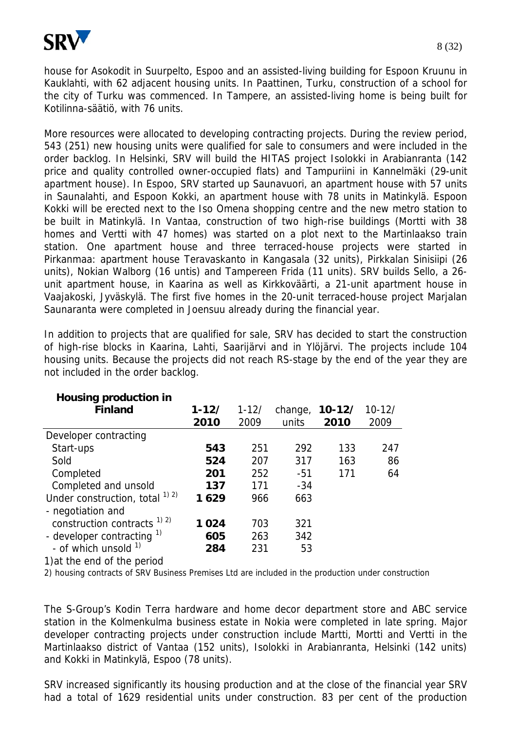house for Asokodit in Suurpelto, Espoo and an assisted-living building for Espoon Kruunu in Kauklahti, with 62 adjacent housing units. In Paattinen, Turku, construction of a school for the city of Turku was commenced. In Tampere, an assisted-living home is being built for Kotilinna-säätiö, with 76 units.

More resources were allocated to developing contracting projects. During the review period, 543 (251) new housing units were qualified for sale to consumers and were included in the order backlog. In Helsinki, SRV will build the HITAS project Isolokki in Arabianranta (142 price and quality controlled owner-occupied flats) and Tampuriini in Kannelmäki (29-unit apartment house). In Espoo, SRV started up Saunavuori, an apartment house with 57 units in Saunalahti, and Espoon Kokki, an apartment house with 78 units in Matinkylä. Espoon Kokki will be erected next to the Iso Omena shopping centre and the new metro station to be built in Matinkylä. In Vantaa, construction of two high-rise buildings (Mortti with 38 homes and Vertti with 47 homes) was started on a plot next to the Martinlaakso train station. One apartment house and three terraced-house projects were started in Pirkanmaa: apartment house Teravaskanto in Kangasala (32 units), Pirkkalan Sinisiipi (26 units), Nokian Walborg (16 untis) and Tampereen Frida (11 units). SRV builds Sello, a 26-unit apartment house, in Kaarina as well as Kirkkoväärti, a 21-unit apartment house in Vaajakoski, Jyväskylä. The first five homes in the 20-unit terraced-house project Marjalan Saunaranta were completed in Joensuu already during the financial year.

In addition to projects that are qualified for sale, SRV has decided to start the construction of high-rise blocks in Kaarina, Lahti, Saarijärvi and in Ylöjärvi. The projects include 104 housing units. Because the projects did not reach RS-stage by the end of the year they are not included in the order backlog.

| **Housing production in Finland** | **1-12/ 2010** | 1-12/ 2009 | change, units | **10-12/ 2010** | 10-12/ 2009 |
|---|---|---|---|---|---|
| Developer contracting | | | | | |
| Start-ups | **543** | 251 | 292 | 133 | 247 |
| Sold | **524** | 207 | 317 | 163 | 86 |
| Completed | **201** | 252 | -51 | 171 | 64 |
| Completed and unsold | **137** | 171 | -34 | | |
| Under construction, total 1) 2) | **1 629** | 966 | 663 | | |
| - negotiation and construction contracts 1) 2) | **1 024** | 703 | 321 | | |
| - developer contracting 1) | **605** | 263 | 342 | | |
| - of which unsold 1) | **284** | 231 | 53 | | |

1) at the end of the period

2) housing contracts of SRV Business Premises Ltd are included in the production under construction

The S-Group's Kodin Terra hardware and home decor department store and ABC service station in the Kolmenkulma business estate in Nokia were completed in late spring. Major developer contracting projects under construction include Martti, Mortti and Vertti in the Martinlaakso district of Vantaa (152 units), Isolokki in Arabianranta, Helsinki (142 units) and Kokki in Matinkylä, Espoo (78 units).

SRV increased significantly its housing production and at the close of the financial year SRV had a total of 1629 residential units under construction. 83 per cent of the production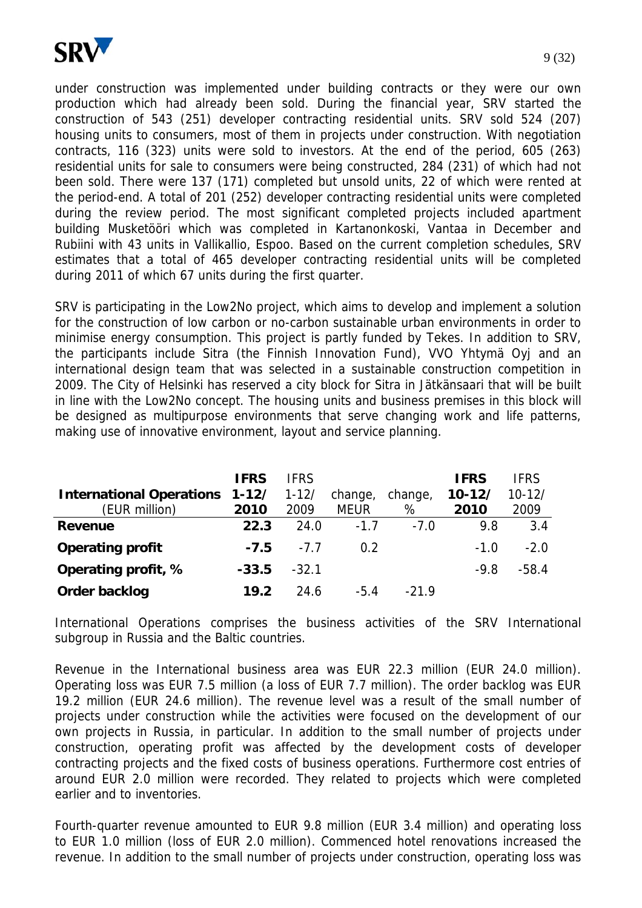under construction was implemented under building contracts or they were our own production which had already been sold. During the financial year, SRV started the construction of 543 (251) developer contracting residential units. SRV sold 524 (207) housing units to consumers, most of them in projects under construction. With negotiation contracts, 116 (323) units were sold to investors. At the end of the period, 605 (263) residential units for sale to consumers were being constructed, 284 (231) of which had not been sold. There were 137 (171) completed but unsold units, 22 of which were rented at the period-end. A total of 201 (252) developer contracting residential units were completed during the review period. The most significant completed projects included apartment building Musketööri which was completed in Kartanonkoski, Vantaa in December and Rubiini with 43 units in Vallikallio, Espoo. Based on the current completion schedules, SRV estimates that a total of 465 developer contracting residential units will be completed during 2011 of which 67 units during the first quarter.

SRV is participating in the Low2No project, which aims to develop and implement a solution for the construction of low carbon or no-carbon sustainable urban environments in order to minimise energy consumption. This project is partly funded by Tekes. In addition to SRV, the participants include Sitra (the Finnish Innovation Fund), VVO Yhtymä Oyj and an international design team that was selected in a sustainable construction competition in 2009. The City of Helsinki has reserved a city block for Sitra in Jätkänsaari that will be built in line with the Low2No concept. The housing units and business premises in this block will be designed as multipurpose environments that serve changing work and life patterns, making use of innovative environment, layout and service planning.

| **International Operations** (EUR million) | **IFRS 1-12/ 2010** | IFRS 1-12/ 2009 | change, MEUR | change, % | **IFRS 10-12/ 2010** | IFRS 10-12/ 2009 |
|---|---|---|---|---|---|---|
| **Revenue** | **22.3** | 24.0 | -1.7 | -7.0 | 9.8 | 3.4 |
| **Operating profit** | **-7.5** | -7.7 | 0.2 | | -1.0 | -2.0 |
| **Operating profit, %** | **-33.5** | -32.1 | | | -9.8 | -58.4 |
| **Order backlog** | **19.2** | 24.6 | -5.4 | -21.9 | | |

International Operations comprises the business activities of the SRV International subgroup in Russia and the Baltic countries.

Revenue in the International business area was EUR 22.3 million (EUR 24.0 million). Operating loss was EUR 7.5 million (a loss of EUR 7.7 million). The order backlog was EUR 19.2 million (EUR 24.6 million). The revenue level was a result of the small number of projects under construction while the activities were focused on the development of our own projects in Russia, in particular. In addition to the small number of projects under construction, operating profit was affected by the development costs of developer contracting projects and the fixed costs of business operations. Furthermore cost entries of around EUR 2.0 million were recorded. They related to projects which were completed earlier and to inventories.

Fourth-quarter revenue amounted to EUR 9.8 million (EUR 3.4 million) and operating loss to EUR 1.0 million (loss of EUR 2.0 million). Commenced hotel renovations increased the revenue. In addition to the small number of projects under construction, operating loss was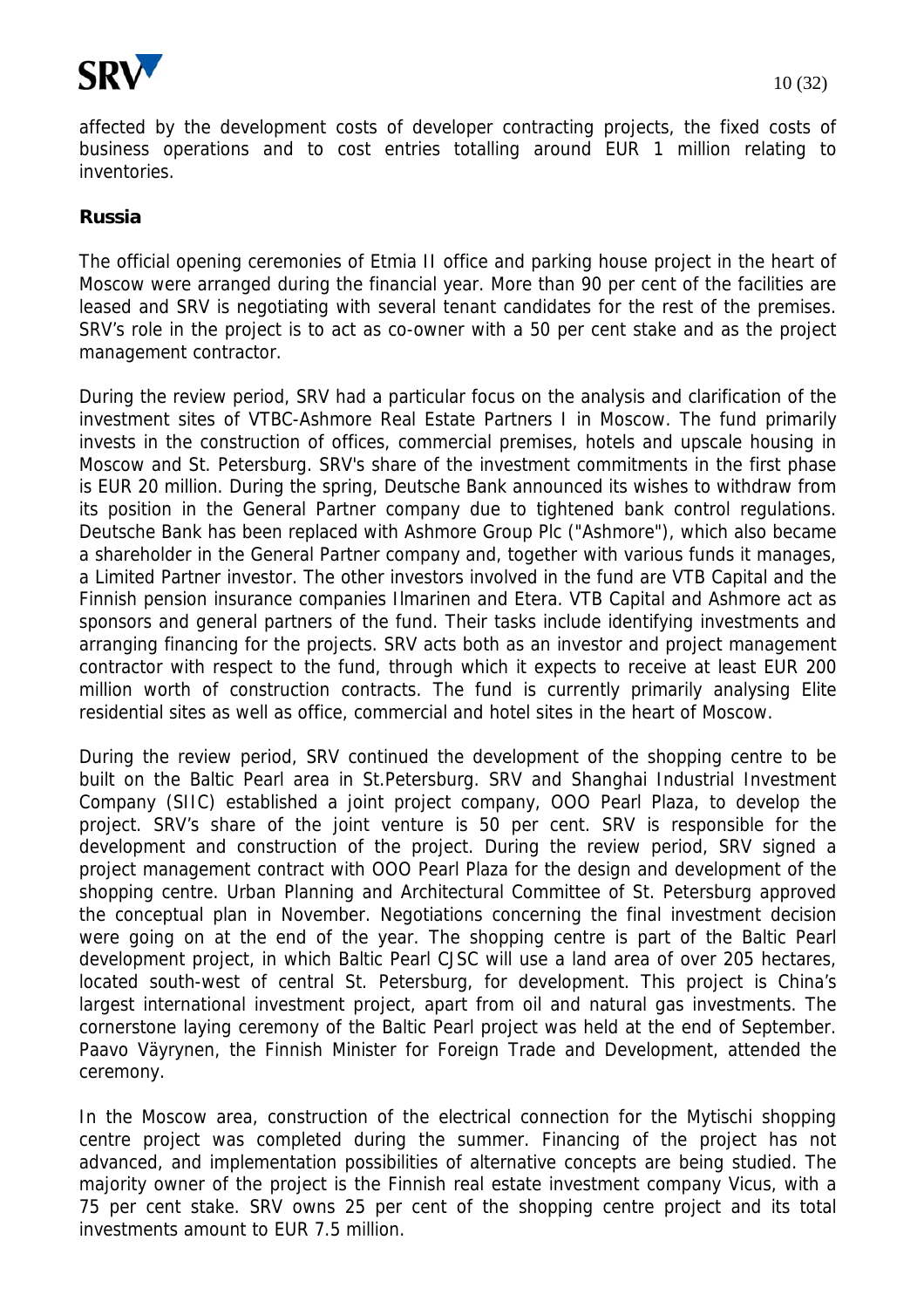affected by the development costs of developer contracting projects, the fixed costs of business operations and to cost entries totalling around EUR 1 million relating to inventories.

## Russia

The official opening ceremonies of Etmia II office and parking house project in the heart of Moscow were arranged during the financial year. More than 90 per cent of the facilities are leased and SRV is negotiating with several tenant candidates for the rest of the premises. SRV's role in the project is to act as co-owner with a 50 per cent stake and as the project management contractor.

During the review period, SRV had a particular focus on the analysis and clarification of the investment sites of VTBC-Ashmore Real Estate Partners I in Moscow. The fund primarily invests in the construction of offices, commercial premises, hotels and upscale housing in Moscow and St. Petersburg. SRV's share of the investment commitments in the first phase is EUR 20 million. During the spring, Deutsche Bank announced its wishes to withdraw from its position in the General Partner company due to tightened bank control regulations. Deutsche Bank has been replaced with Ashmore Group Plc ("Ashmore"), which also became a shareholder in the General Partner company and, together with various funds it manages, a Limited Partner investor. The other investors involved in the fund are VTB Capital and the Finnish pension insurance companies Ilmarinen and Etera. VTB Capital and Ashmore act as sponsors and general partners of the fund. Their tasks include identifying investments and arranging financing for the projects. SRV acts both as an investor and project management contractor with respect to the fund, through which it expects to receive at least EUR 200 million worth of construction contracts. The fund is currently primarily analysing Elite residential sites as well as office, commercial and hotel sites in the heart of Moscow.

During the review period, SRV continued the development of the shopping centre to be built on the Baltic Pearl area in St.Petersburg. SRV and Shanghai Industrial Investment Company (SIIC) established a joint project company, OOO Pearl Plaza, to develop the project. SRV's share of the joint venture is 50 per cent. SRV is responsible for the development and construction of the project. During the review period, SRV signed a project management contract with OOO Pearl Plaza for the design and development of the shopping centre. Urban Planning and Architectural Committee of St. Petersburg approved the conceptual plan in November. Negotiations concerning the final investment decision were going on at the end of the year. The shopping centre is part of the Baltic Pearl development project, in which Baltic Pearl CJSC will use a land area of over 205 hectares, located south-west of central St. Petersburg, for development. This project is China's largest international investment project, apart from oil and natural gas investments. The cornerstone laying ceremony of the Baltic Pearl project was held at the end of September. Paavo Väyrynen, the Finnish Minister for Foreign Trade and Development, attended the ceremony.

In the Moscow area, construction of the electrical connection for the Mytischi shopping centre project was completed during the summer. Financing of the project has not advanced, and implementation possibilities of alternative concepts are being studied. The majority owner of the project is the Finnish real estate investment company Vicus, with a 75 per cent stake. SRV owns 25 per cent of the shopping centre project and its total investments amount to EUR 7.5 million.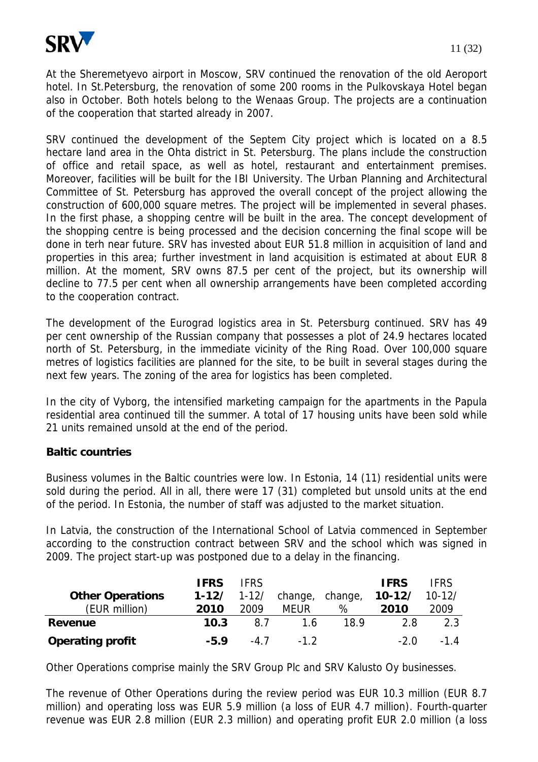At the Sheremetyevo airport in Moscow, SRV continued the renovation of the old Aeroport hotel. In St.Petersburg, the renovation of some 200 rooms in the Pulkovskaya Hotel began also in October. Both hotels belong to the Wenaas Group. The projects are a continuation of the cooperation that started already in 2007.

SRV continued the development of the Septem City project which is located on a 8.5 hectare land area in the Ohta district in St. Petersburg. The plans include the construction of office and retail space, as well as hotel, restaurant and entertainment premises. Moreover, facilities will be built for the IBI University. The Urban Planning and Architectural Committee of St. Petersburg has approved the overall concept of the project allowing the construction of 600,000 square metres. The project will be implemented in several phases. In the first phase, a shopping centre will be built in the area. The concept development of the shopping centre is being processed and the decision concerning the final scope will be done in terh near future. SRV has invested about EUR 51.8 million in acquisition of land and properties in this area; further investment in land acquisition is estimated at about EUR 8 million. At the moment, SRV owns 87.5 per cent of the project, but its ownership will decline to 77.5 per cent when all ownership arrangements have been completed according to the cooperation contract.

The development of the Eurograd logistics area in St. Petersburg continued. SRV has 49 per cent ownership of the Russian company that possesses a plot of 24.9 hectares located north of St. Petersburg, in the immediate vicinity of the Ring Road. Over 100,000 square metres of logistics facilities are planned for the site, to be built in several stages during the next few years. The zoning of the area for logistics has been completed.

In the city of Vyborg, the intensified marketing campaign for the apartments in the Papula residential area continued till the summer. A total of 17 housing units have been sold while 21 units remained unsold at the end of the period.

**Baltic countries**

Business volumes in the Baltic countries were low. In Estonia, 14 (11) residential units were sold during the period. All in all, there were 17 (31) completed but unsold units at the end of the period. In Estonia, the number of staff was adjusted to the market situation.

In Latvia, the construction of the International School of Latvia commenced in September according to the construction contract between SRV and the school which was signed in 2009. The project start-up was postponed due to a delay in the financing.

| **Other Operations** (EUR million) | **IFRS 1-12/ 2010** | IFRS 1-12/ 2009 | change, MEUR | change, % | **IFRS 10-12/ 2010** | IFRS 10-12/ 2009 |
|---|---|---|---|---|---|---|
| **Revenue** | **10.3** | 8.7 | 1.6 | 18.9 | 2.8 | 2.3 |
| **Operating profit** | **-5.9** | -4.7 | -1.2 | | -2.0 | -1.4 |

Other Operations comprise mainly the SRV Group Plc and SRV Kalusto Oy businesses.

The revenue of Other Operations during the review period was EUR 10.3 million (EUR 8.7 million) and operating loss was EUR 5.9 million (a loss of EUR 4.7 million). Fourth-quarter revenue was EUR 2.8 million (EUR 2.3 million) and operating profit EUR 2.0 million (a loss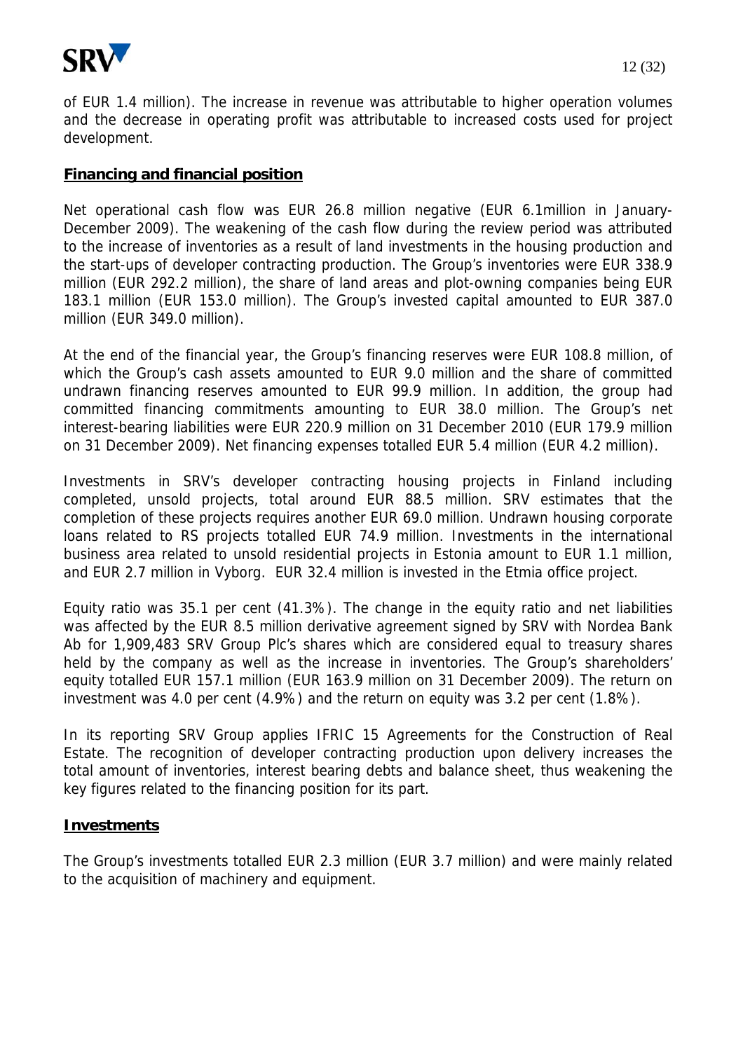of EUR 1.4 million). The increase in revenue was attributable to higher operation volumes and the decrease in operating profit was attributable to increased costs used for project development.

## Financing and financial position

Net operational cash flow was EUR 26.8 million negative (EUR 6.1million in January-December 2009). The weakening of the cash flow during the review period was attributed to the increase of inventories as a result of land investments in the housing production and the start-ups of developer contracting production. The Group's inventories were EUR 338.9 million (EUR 292.2 million), the share of land areas and plot-owning companies being EUR 183.1 million (EUR 153.0 million). The Group's invested capital amounted to EUR 387.0 million (EUR 349.0 million).

At the end of the financial year, the Group's financing reserves were EUR 108.8 million, of which the Group's cash assets amounted to EUR 9.0 million and the share of committed undrawn financing reserves amounted to EUR 99.9 million. In addition, the group had committed financing commitments amounting to EUR 38.0 million. The Group's net interest-bearing liabilities were EUR 220.9 million on 31 December 2010 (EUR 179.9 million on 31 December 2009). Net financing expenses totalled EUR 5.4 million (EUR 4.2 million).

Investments in SRV's developer contracting housing projects in Finland including completed, unsold projects, total around EUR 88.5 million. SRV estimates that the completion of these projects requires another EUR 69.0 million. Undrawn housing corporate loans related to RS projects totalled EUR 74.9 million. Investments in the international business area related to unsold residential projects in Estonia amount to EUR 1.1 million, and EUR 2.7 million in Vyborg. EUR 32.4 million is invested in the Etmia office project.

Equity ratio was 35.1 per cent (41.3%). The change in the equity ratio and net liabilities was affected by the EUR 8.5 million derivative agreement signed by SRV with Nordea Bank Ab for 1,909,483 SRV Group Plc's shares which are considered equal to treasury shares held by the company as well as the increase in inventories. The Group's shareholders' equity totalled EUR 157.1 million (EUR 163.9 million on 31 December 2009). The return on investment was 4.0 per cent (4.9%) and the return on equity was 3.2 per cent (1.8%).

In its reporting SRV Group applies IFRIC 15 Agreements for the Construction of Real Estate. The recognition of developer contracting production upon delivery increases the total amount of inventories, interest bearing debts and balance sheet, thus weakening the key figures related to the financing position for its part.

## Investments

The Group's investments totalled EUR 2.3 million (EUR 3.7 million) and were mainly related to the acquisition of machinery and equipment.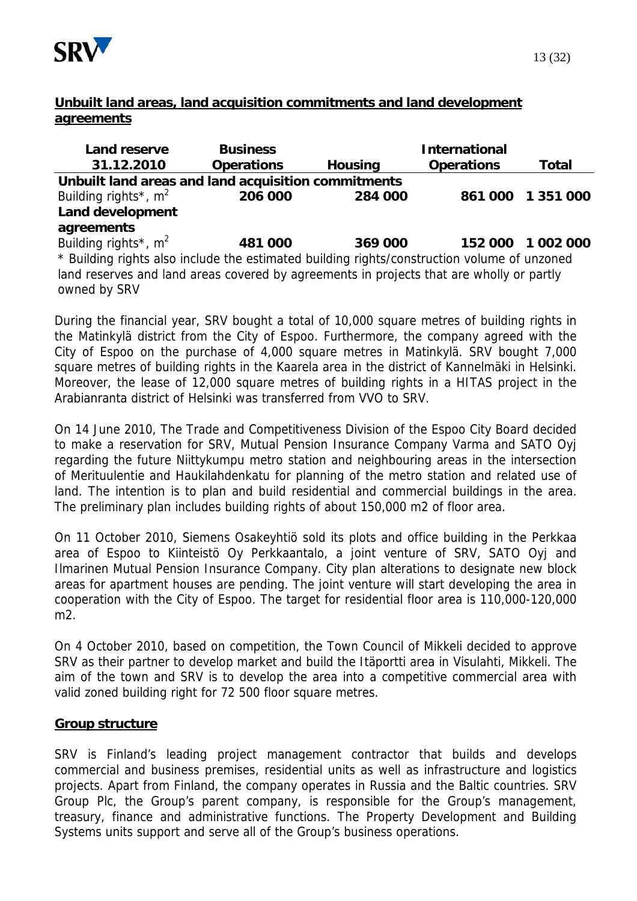## Unbuilt land areas, land acquisition commitments and land development agreements

| Land reserve 31.12.2010 | Business Operations | Housing | International Operations | Total |
|---|---|---|---|---|
| **Unbuilt land areas and land acquisition commitments** | | | | |
| Building rights*, $m^2$ | **206 000** | **284 000** | **861 000** | **1 351 000** |
| **Land development agreements** | | | | |
| Building rights*, $m^2$ | **481 000** | **369 000** | **152 000** | **1 002 000** |

\* Building rights also include the estimated building rights/construction volume of unzoned land reserves and land areas covered by agreements in projects that are wholly or partly owned by SRV

During the financial year, SRV bought a total of 10,000 square metres of building rights in the Matinkylä district from the City of Espoo. Furthermore, the company agreed with the City of Espoo on the purchase of 4,000 square metres in Matinkylä. SRV bought 7,000 square metres of building rights in the Kaarela area in the district of Kannelmäki in Helsinki. Moreover, the lease of 12,000 square metres of building rights in a HITAS project in the Arabianranta district of Helsinki was transferred from VVO to SRV.

On 14 June 2010, The Trade and Competitiveness Division of the Espoo City Board decided to make a reservation for SRV, Mutual Pension Insurance Company Varma and SATO Oyj regarding the future Niittykumpu metro station and neighbouring areas in the intersection of Merituulentie and Haukilahdenkatu for planning of the metro station and related use of land. The intention is to plan and build residential and commercial buildings in the area. The preliminary plan includes building rights of about 150,000 m2 of floor area.

On 11 October 2010, Siemens Osakeyhtiö sold its plots and office building in the Perkkaa area of Espoo to Kiinteistö Oy Perkkaantalo, a joint venture of SRV, SATO Oyj and Ilmarinen Mutual Pension Insurance Company. City plan alterations to designate new block areas for apartment houses are pending. The joint venture will start developing the area in cooperation with the City of Espoo. The target for residential floor area is 110,000-120,000 m2.

On 4 October 2010, based on competition, the Town Council of Mikkeli decided to approve SRV as their partner to develop market and build the Itäportti area in Visulahti, Mikkeli. The aim of the town and SRV is to develop the area into a competitive commercial area with valid zoned building right for 72 500 floor square metres.

## Group structure

SRV is Finland's leading project management contractor that builds and develops commercial and business premises, residential units as well as infrastructure and logistics projects. Apart from Finland, the company operates in Russia and the Baltic countries. SRV Group Plc, the Group's parent company, is responsible for the Group's management, treasury, finance and administrative functions. The Property Development and Building Systems units support and serve all of the Group's business operations.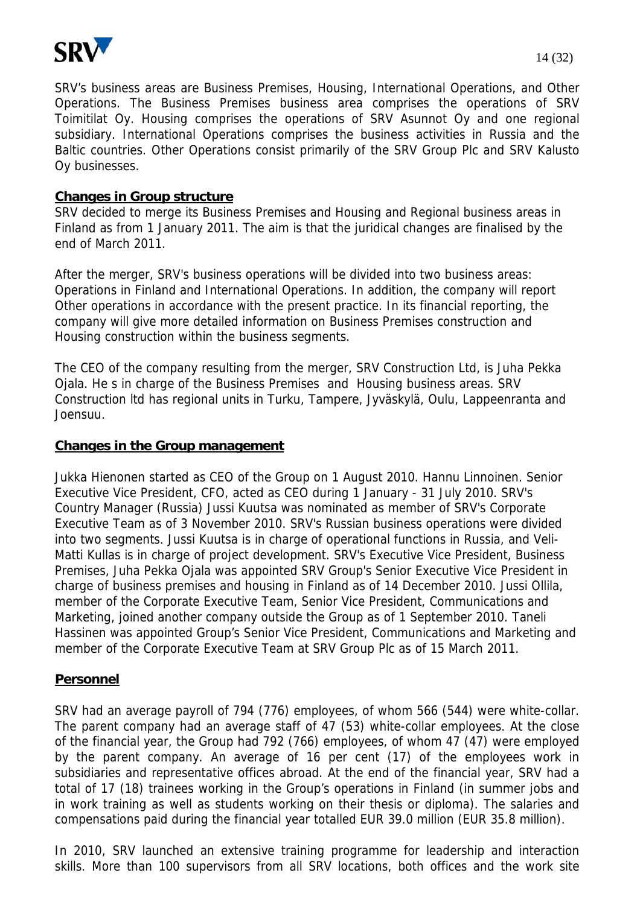SRV's business areas are Business Premises, Housing, International Operations, and Other Operations. The Business Premises business area comprises the operations of SRV Toimitilat Oy. Housing comprises the operations of SRV Asunnot Oy and one regional subsidiary. International Operations comprises the business activities in Russia and the Baltic countries. Other Operations consist primarily of the SRV Group Plc and SRV Kalusto Oy businesses.

## Changes in Group structure

SRV decided to merge its Business Premises and Housing and Regional business areas in Finland as from 1 January 2011. The aim is that the juridical changes are finalised by the end of March 2011.

After the merger, SRV's business operations will be divided into two business areas: Operations in Finland and International Operations. In addition, the company will report Other operations in accordance with the present practice. In its financial reporting, the company will give more detailed information on Business Premises construction and Housing construction within the business segments.

The CEO of the company resulting from the merger, SRV Construction Ltd, is Juha Pekka Ojala. He s in charge of the Business Premises and Housing business areas. SRV Construction ltd has regional units in Turku, Tampere, Jyväskylä, Oulu, Lappeenranta and Joensuu.

## Changes in the Group management

Jukka Hienonen started as CEO of the Group on 1 August 2010. Hannu Linnoinen. Senior Executive Vice President, CFO, acted as CEO during 1 January - 31 July 2010. SRV's Country Manager (Russia) Jussi Kuutsa was nominated as member of SRV's Corporate Executive Team as of 3 November 2010. SRV's Russian business operations were divided into two segments. Jussi Kuutsa is in charge of operational functions in Russia, and Veli-Matti Kullas is in charge of project development. SRV's Executive Vice President, Business Premises, Juha Pekka Ojala was appointed SRV Group's Senior Executive Vice President in charge of business premises and housing in Finland as of 14 December 2010. Jussi Ollila, member of the Corporate Executive Team, Senior Vice President, Communications and Marketing, joined another company outside the Group as of 1 September 2010. Taneli Hassinen was appointed Group's Senior Vice President, Communications and Marketing and member of the Corporate Executive Team at SRV Group Plc as of 15 March 2011.

## Personnel

SRV had an average payroll of 794 (776) employees, of whom 566 (544) were white-collar. The parent company had an average staff of 47 (53) white-collar employees. At the close of the financial year, the Group had 792 (766) employees, of whom 47 (47) were employed by the parent company. An average of 16 per cent (17) of the employees work in subsidiaries and representative offices abroad. At the end of the financial year, SRV had a total of 17 (18) trainees working in the Group's operations in Finland (in summer jobs and in work training as well as students working on their thesis or diploma). The salaries and compensations paid during the financial year totalled EUR 39.0 million (EUR 35.8 million).

In 2010, SRV launched an extensive training programme for leadership and interaction skills. More than 100 supervisors from all SRV locations, both offices and the work site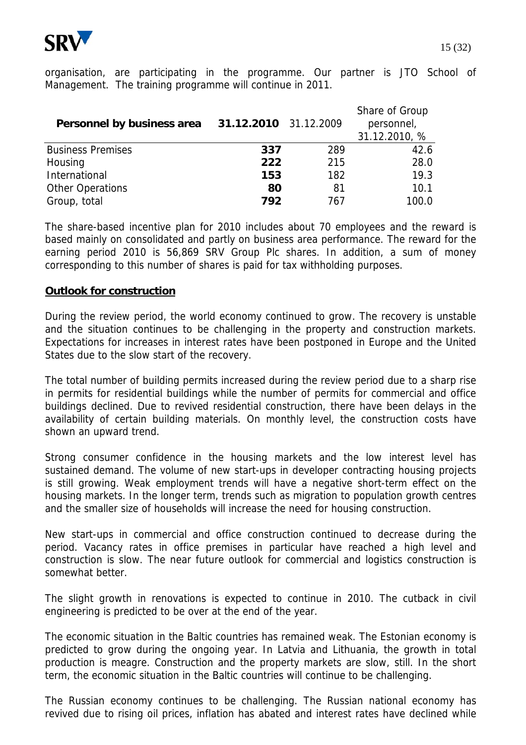organisation, are participating in the programme. Our partner is JTO School of Management. The training programme will continue in 2011.

| Personnel by business area | 31.12.2010 | 31.12.2009 | Share of Group personnel, 31.12.2010, % |
|---|---|---|---|
| Business Premises | **337** | 289 | 42.6 |
| Housing | **222** | 215 | 28.0 |
| International | **153** | 182 | 19.3 |
| Other Operations | **80** | 81 | 10.1 |
| Group, total | **792** | 767 | 100.0 |

The share-based incentive plan for 2010 includes about 70 employees and the reward is based mainly on consolidated and partly on business area performance. The reward for the earning period 2010 is 56,869 SRV Group Plc shares. In addition, a sum of money corresponding to this number of shares is paid for tax withholding purposes.

## Outlook for construction

During the review period, the world economy continued to grow. The recovery is unstable and the situation continues to be challenging in the property and construction markets. Expectations for increases in interest rates have been postponed in Europe and the United States due to the slow start of the recovery.

The total number of building permits increased during the review period due to a sharp rise in permits for residential buildings while the number of permits for commercial and office buildings declined. Due to revived residential construction, there have been delays in the availability of certain building materials. On monthly level, the construction costs have shown an upward trend.

Strong consumer confidence in the housing markets and the low interest level has sustained demand. The volume of new start-ups in developer contracting housing projects is still growing. Weak employment trends will have a negative short-term effect on the housing markets. In the longer term, trends such as migration to population growth centres and the smaller size of households will increase the need for housing construction.

New start-ups in commercial and office construction continued to decrease during the period. Vacancy rates in office premises in particular have reached a high level and construction is slow. The near future outlook for commercial and logistics construction is somewhat better.

The slight growth in renovations is expected to continue in 2010. The cutback in civil engineering is predicted to be over at the end of the year.

The economic situation in the Baltic countries has remained weak. The Estonian economy is predicted to grow during the ongoing year. In Latvia and Lithuania, the growth in total production is meagre. Construction and the property markets are slow, still. In the short term, the economic situation in the Baltic countries will continue to be challenging.

The Russian economy continues to be challenging. The Russian national economy has revived due to rising oil prices, inflation has abated and interest rates have declined while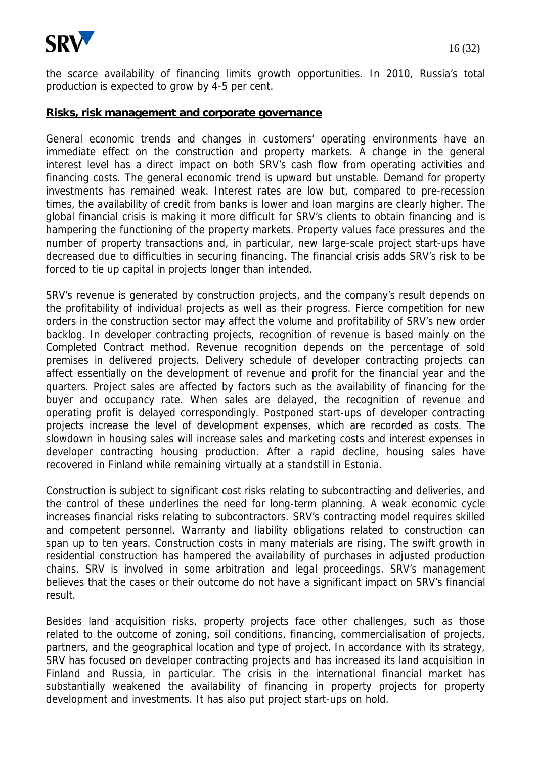the scarce availability of financing limits growth opportunities. In 2010, Russia's total production is expected to grow by 4-5 per cent.

**Risks, risk management and corporate governance**

General economic trends and changes in customers' operating environments have an immediate effect on the construction and property markets. A change in the general interest level has a direct impact on both SRV's cash flow from operating activities and financing costs. The general economic trend is upward but unstable. Demand for property investments has remained weak. Interest rates are low but, compared to pre-recession times, the availability of credit from banks is lower and loan margins are clearly higher. The global financial crisis is making it more difficult for SRV's clients to obtain financing and is hampering the functioning of the property markets. Property values face pressures and the number of property transactions and, in particular, new large-scale project start-ups have decreased due to difficulties in securing financing. The financial crisis adds SRV's risk to be forced to tie up capital in projects longer than intended.

SRV's revenue is generated by construction projects, and the company's result depends on the profitability of individual projects as well as their progress. Fierce competition for new orders in the construction sector may affect the volume and profitability of SRV's new order backlog. In developer contracting projects, recognition of revenue is based mainly on the Completed Contract method. Revenue recognition depends on the percentage of sold premises in delivered projects. Delivery schedule of developer contracting projects can affect essentially on the development of revenue and profit for the financial year and the quarters. Project sales are affected by factors such as the availability of financing for the buyer and occupancy rate. When sales are delayed, the recognition of revenue and operating profit is delayed correspondingly. Postponed start-ups of developer contracting projects increase the level of development expenses, which are recorded as costs. The slowdown in housing sales will increase sales and marketing costs and interest expenses in developer contracting housing production. After a rapid decline, housing sales have recovered in Finland while remaining virtually at a standstill in Estonia.

Construction is subject to significant cost risks relating to subcontracting and deliveries, and the control of these underlines the need for long-term planning. A weak economic cycle increases financial risks relating to subcontractors. SRV's contracting model requires skilled and competent personnel. Warranty and liability obligations related to construction can span up to ten years. Construction costs in many materials are rising. The swift growth in residential construction has hampered the availability of purchases in adjusted production chains. SRV is involved in some arbitration and legal proceedings. SRV's management believes that the cases or their outcome do not have a significant impact on SRV's financial result.

Besides land acquisition risks, property projects face other challenges, such as those related to the outcome of zoning, soil conditions, financing, commercialisation of projects, partners, and the geographical location and type of project. In accordance with its strategy, SRV has focused on developer contracting projects and has increased its land acquisition in Finland and Russia, in particular. The crisis in the international financial market has substantially weakened the availability of financing in property projects for property development and investments. It has also put project start-ups on hold.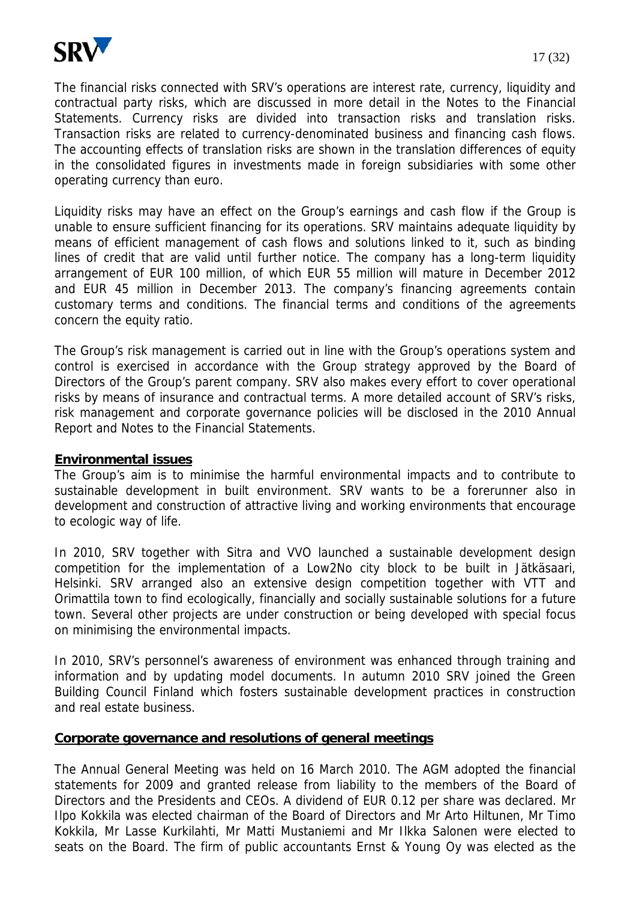The financial risks connected with SRV's operations are interest rate, currency, liquidity and contractual party risks, which are discussed in more detail in the Notes to the Financial Statements. Currency risks are divided into transaction risks and translation risks. Transaction risks are related to currency-denominated business and financing cash flows. The accounting effects of translation risks are shown in the translation differences of equity in the consolidated figures in investments made in foreign subsidiaries with some other operating currency than euro.

Liquidity risks may have an effect on the Group's earnings and cash flow if the Group is unable to ensure sufficient financing for its operations. SRV maintains adequate liquidity by means of efficient management of cash flows and solutions linked to it, such as binding lines of credit that are valid until further notice. The company has a long-term liquidity arrangement of EUR 100 million, of which EUR 55 million will mature in December 2012 and EUR 45 million in December 2013. The company's financing agreements contain customary terms and conditions. The financial terms and conditions of the agreements concern the equity ratio.

The Group's risk management is carried out in line with the Group's operations system and control is exercised in accordance with the Group strategy approved by the Board of Directors of the Group's parent company. SRV also makes every effort to cover operational risks by means of insurance and contractual terms. A more detailed account of SRV's risks, risk management and corporate governance policies will be disclosed in the 2010 Annual Report and Notes to the Financial Statements.

## Environmental issues

The Group's aim is to minimise the harmful environmental impacts and to contribute to sustainable development in built environment. SRV wants to be a forerunner also in development and construction of attractive living and working environments that encourage to ecologic way of life.

In 2010, SRV together with Sitra and VVO launched a sustainable development design competition for the implementation of a Low2No city block to be built in Jätkäsaari, Helsinki. SRV arranged also an extensive design competition together with VTT and Orimattila town to find ecologically, financially and socially sustainable solutions for a future town. Several other projects are under construction or being developed with special focus on minimising the environmental impacts.

In 2010, SRV's personnel's awareness of environment was enhanced through training and information and by updating model documents. In autumn 2010 SRV joined the Green Building Council Finland which fosters sustainable development practices in construction and real estate business.

## Corporate governance and resolutions of general meetings

The Annual General Meeting was held on 16 March 2010. The AGM adopted the financial statements for 2009 and granted release from liability to the members of the Board of Directors and the Presidents and CEOs. A dividend of EUR 0.12 per share was declared. Mr Ilpo Kokkila was elected chairman of the Board of Directors and Mr Arto Hiltunen, Mr Timo Kokkila, Mr Lasse Kurkilahti, Mr Matti Mustaniemi and Mr Ilkka Salonen were elected to seats on the Board. The firm of public accountants Ernst & Young Oy was elected as the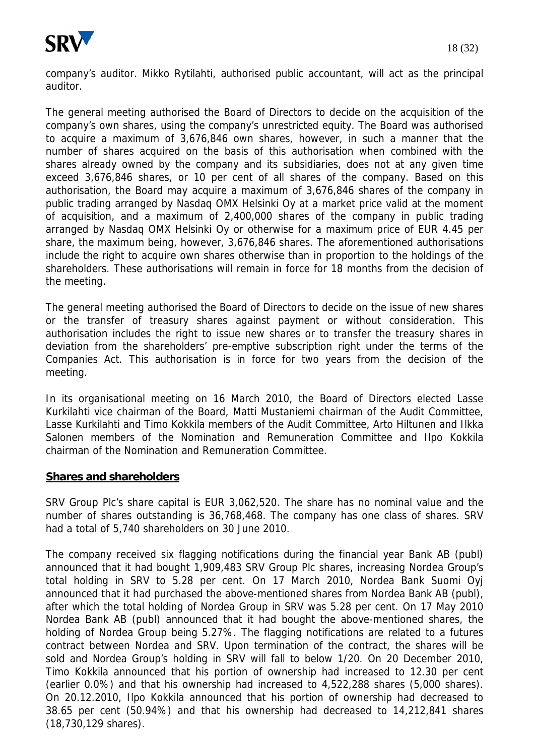company's auditor. Mikko Rytilahti, authorised public accountant, will act as the principal auditor.

The general meeting authorised the Board of Directors to decide on the acquisition of the company's own shares, using the company's unrestricted equity. The Board was authorised to acquire a maximum of 3,676,846 own shares, however, in such a manner that the number of shares acquired on the basis of this authorisation when combined with the shares already owned by the company and its subsidiaries, does not at any given time exceed 3,676,846 shares, or 10 per cent of all shares of the company. Based on this authorisation, the Board may acquire a maximum of 3,676,846 shares of the company in public trading arranged by Nasdaq OMX Helsinki Oy at a market price valid at the moment of acquisition, and a maximum of 2,400,000 shares of the company in public trading arranged by Nasdaq OMX Helsinki Oy or otherwise for a maximum price of EUR 4.45 per share, the maximum being, however, 3,676,846 shares. The aforementioned authorisations include the right to acquire own shares otherwise than in proportion to the holdings of the shareholders. These authorisations will remain in force for 18 months from the decision of the meeting.

The general meeting authorised the Board of Directors to decide on the issue of new shares or the transfer of treasury shares against payment or without consideration. This authorisation includes the right to issue new shares or to transfer the treasury shares in deviation from the shareholders' pre-emptive subscription right under the terms of the Companies Act. This authorisation is in force for two years from the decision of the meeting.

In its organisational meeting on 16 March 2010, the Board of Directors elected Lasse Kurkilahti vice chairman of the Board, Matti Mustaniemi chairman of the Audit Committee, Lasse Kurkilahti and Timo Kokkila members of the Audit Committee, Arto Hiltunen and Ilkka Salonen members of the Nomination and Remuneration Committee and Ilpo Kokkila chairman of the Nomination and Remuneration Committee.

## Shares and shareholders

SRV Group Plc's share capital is EUR 3,062,520. The share has no nominal value and the number of shares outstanding is 36,768,468. The company has one class of shares. SRV had a total of 5,740 shareholders on 30 June 2010.

The company received six flagging notifications during the financial year Bank AB (publ) announced that it had bought 1,909,483 SRV Group Plc shares, increasing Nordea Group's total holding in SRV to 5.28 per cent. On 17 March 2010, Nordea Bank Suomi Oyj announced that it had purchased the above-mentioned shares from Nordea Bank AB (publ), after which the total holding of Nordea Group in SRV was 5.28 per cent. On 17 May 2010 Nordea Bank AB (publ) announced that it had bought the above-mentioned shares, the holding of Nordea Group being 5.27%. The flagging notifications are related to a futures contract between Nordea and SRV. Upon termination of the contract, the shares will be sold and Nordea Group's holding in SRV will fall to below 1/20. On 20 December 2010, Timo Kokkila announced that his portion of ownership had increased to 12.30 per cent (earlier 0.0%) and that his ownership had increased to 4,522,288 shares (5,000 shares). On 20.12.2010, Ilpo Kokkila announced that his portion of ownership had decreased to 38.65 per cent (50.94%) and that his ownership had decreased to 14,212,841 shares (18,730,129 shares).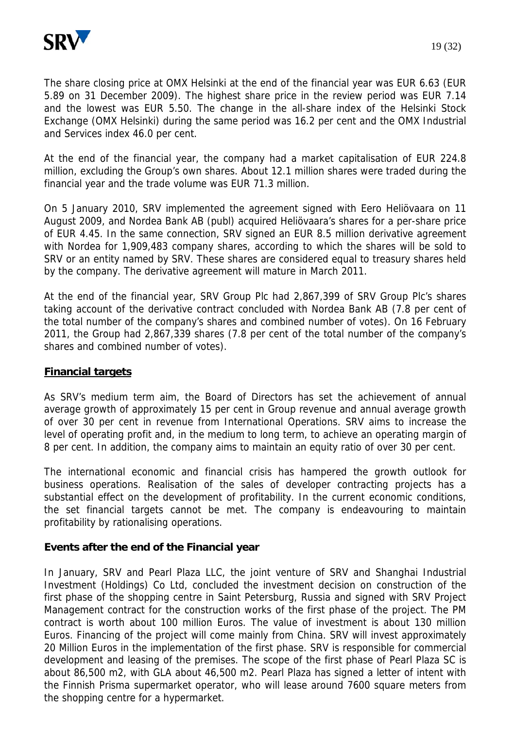The share closing price at OMX Helsinki at the end of the financial year was EUR 6.63 (EUR 5.89 on 31 December 2009). The highest share price in the review period was EUR 7.14 and the lowest was EUR 5.50. The change in the all-share index of the Helsinki Stock Exchange (OMX Helsinki) during the same period was 16.2 per cent and the OMX Industrial and Services index 46.0 per cent.

At the end of the financial year, the company had a market capitalisation of EUR 224.8 million, excluding the Group's own shares. About 12.1 million shares were traded during the financial year and the trade volume was EUR 71.3 million.

On 5 January 2010, SRV implemented the agreement signed with Eero Heliövaara on 11 August 2009, and Nordea Bank AB (publ) acquired Heliövaara's shares for a per-share price of EUR 4.45. In the same connection, SRV signed an EUR 8.5 million derivative agreement with Nordea for 1,909,483 company shares, according to which the shares will be sold to SRV or an entity named by SRV. These shares are considered equal to treasury shares held by the company. The derivative agreement will mature in March 2011.

At the end of the financial year, SRV Group Plc had 2,867,399 of SRV Group Plc's shares taking account of the derivative contract concluded with Nordea Bank AB (7.8 per cent of the total number of the company's shares and combined number of votes). On 16 February 2011, the Group had 2,867,339 shares (7.8 per cent of the total number of the company's shares and combined number of votes).

## Financial targets

As SRV's medium term aim, the Board of Directors has set the achievement of annual average growth of approximately 15 per cent in Group revenue and annual average growth of over 30 per cent in revenue from International Operations. SRV aims to increase the level of operating profit and, in the medium to long term, to achieve an operating margin of 8 per cent. In addition, the company aims to maintain an equity ratio of over 30 per cent.

The international economic and financial crisis has hampered the growth outlook for business operations. Realisation of the sales of developer contracting projects has a substantial effect on the development of profitability. In the current economic conditions, the set financial targets cannot be met. The company is endeavouring to maintain profitability by rationalising operations.

## Events after the end of the Financial year

In January, SRV and Pearl Plaza LLC, the joint venture of SRV and Shanghai Industrial Investment (Holdings) Co Ltd, concluded the investment decision on construction of the first phase of the shopping centre in Saint Petersburg, Russia and signed with SRV Project Management contract for the construction works of the first phase of the project. The PM contract is worth about 100 million Euros. The value of investment is about 130 million Euros. Financing of the project will come mainly from China. SRV will invest approximately 20 Million Euros in the implementation of the first phase. SRV is responsible for commercial development and leasing of the premises. The scope of the first phase of Pearl Plaza SC is about 86,500 m2, with GLA about 46,500 m2. Pearl Plaza has signed a letter of intent with the Finnish Prisma supermarket operator, who will lease around 7600 square meters from the shopping centre for a hypermarket.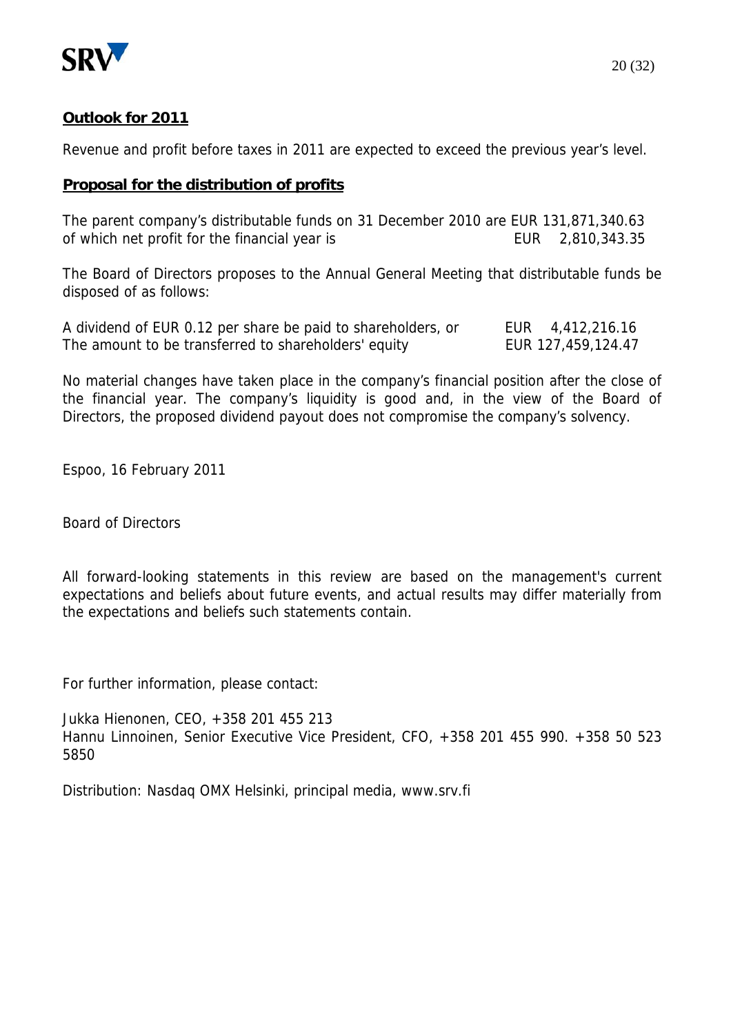## Outlook for 2011

Revenue and profit before taxes in 2011 are expected to exceed the previous year's level.

## Proposal for the distribution of profits

The parent company's distributable funds on 31 December 2010 are EUR 131,871,340.63
of which net profit for the financial year is EUR 2,810,343.35

The Board of Directors proposes to the Annual General Meeting that distributable funds be disposed of as follows:

| | |
|---|---|
| A dividend of EUR 0.12 per share be paid to shareholders, or | EUR 4,412,216.16 |
| The amount to be transferred to shareholders' equity | EUR 127,459,124.47 |

No material changes have taken place in the company's financial position after the close of the financial year. The company's liquidity is good and, in the view of the Board of Directors, the proposed dividend payout does not compromise the company's solvency.

Espoo, 16 February 2011

Board of Directors

All forward-looking statements in this review are based on the management's current expectations and beliefs about future events, and actual results may differ materially from the expectations and beliefs such statements contain.

For further information, please contact:

Jukka Hienonen, CEO, +358 201 455 213
Hannu Linnoinen, Senior Executive Vice President, CFO, +358 201 455 990. +358 50 523 5850

Distribution: Nasdaq OMX Helsinki, principal media, www.srv.fi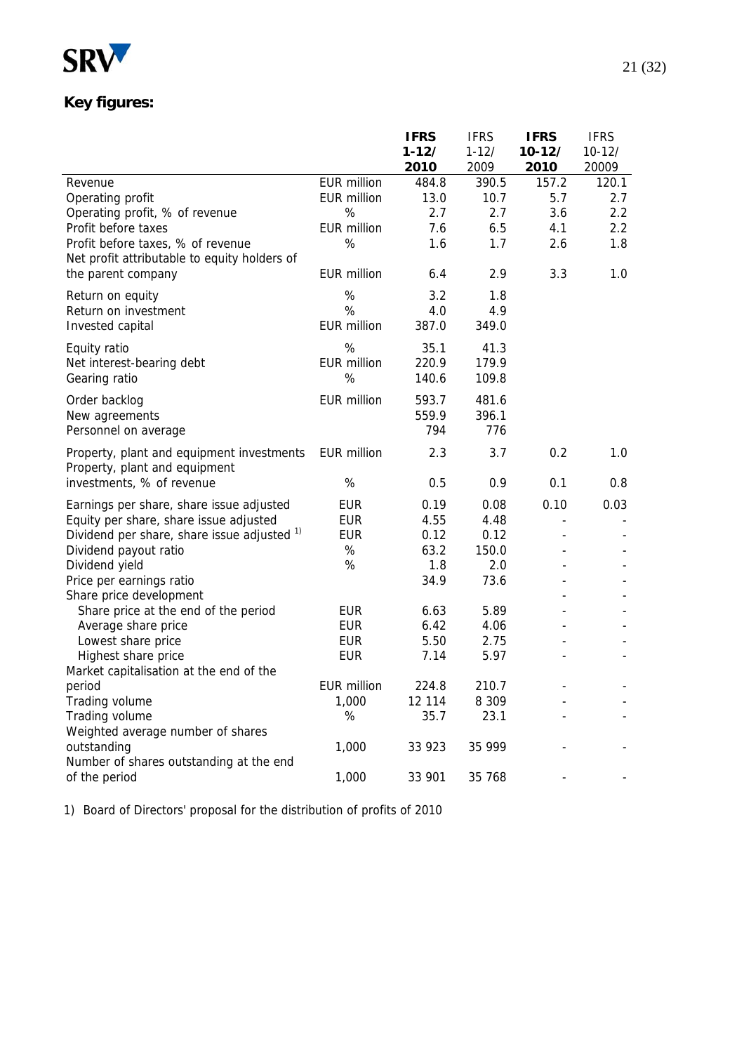## Key figures:

| | | IFRS 1-12/ 2010 | IFRS 1-12/ 2009 | IFRS 10-12/ 2010 | IFRS 10-12/ 20009 |
|---|---|---|---|---|---|
| Revenue | EUR million | 484.8 | 390.5 | 157.2 | 120.1 |
| Operating profit | EUR million | 13.0 | 10.7 | 5.7 | 2.7 |
| Operating profit, % of revenue | % | 2.7 | 2.7 | 3.6 | 2.2 |
| Profit before taxes | EUR million | 7.6 | 6.5 | 4.1 | 2.2 |
| Profit before taxes, % of revenue | % | 1.6 | 1.7 | 2.6 | 1.8 |
| Net profit attributable to equity holders of the parent company | EUR million | 6.4 | 2.9 | 3.3 | 1.0 |
| Return on equity | % | 3.2 | 1.8 | | |
| Return on investment | % | 4.0 | 4.9 | | |
| Invested capital | EUR million | 387.0 | 349.0 | | |
| Equity ratio | % | 35.1 | 41.3 | | |
| Net interest-bearing debt | EUR million | 220.9 | 179.9 | | |
| Gearing ratio | % | 140.6 | 109.8 | | |
| Order backlog | EUR million | 593.7 | 481.6 | | |
| New agreements | | 559.9 | 396.1 | | |
| Personnel on average | | 794 | 776 | | |
| Property, plant and equipment investments | EUR million | 2.3 | 3.7 | 0.2 | 1.0 |
| Property, plant and equipment investments, % of revenue | % | 0.5 | 0.9 | 0.1 | 0.8 |
| Earnings per share, share issue adjusted | EUR | 0.19 | 0.08 | 0.10 | 0.03 |
| Equity per share, share issue adjusted | EUR | 4.55 | 4.48 | - | - |
| Dividend per share, share issue adjusted [1] | EUR | 0.12 | 0.12 | - | - |
| Dividend payout ratio | % | 63.2 | 150.0 | - | - |
| Dividend yield | % | 1.8 | 2.0 | - | - |
| Price per earnings ratio | | 34.9 | 73.6 | - | - |
| Share price development | | | | - | - |
| Share price at the end of the period | EUR | 6.63 | 5.89 | - | - |
| Average share price | EUR | 6.42 | 4.06 | - | - |
| Lowest share price | EUR | 5.50 | 2.75 | - | - |
| Highest share price | EUR | 7.14 | 5.97 | - | - |
| Market capitalisation at the end of the period | EUR million | 224.8 | 210.7 | - | - |
| Trading volume | 1,000 | 12 114 | 8 309 | - | - |
| Trading volume | % | 35.7 | 23.1 | - | - |
| Weighted average number of shares outstanding | 1,000 | 33 923 | 35 999 | - | - |
| Number of shares outstanding at the end of the period | 1,000 | 33 901 | 35 768 | - | - |

1) Board of Directors' proposal for the distribution of profits of 2010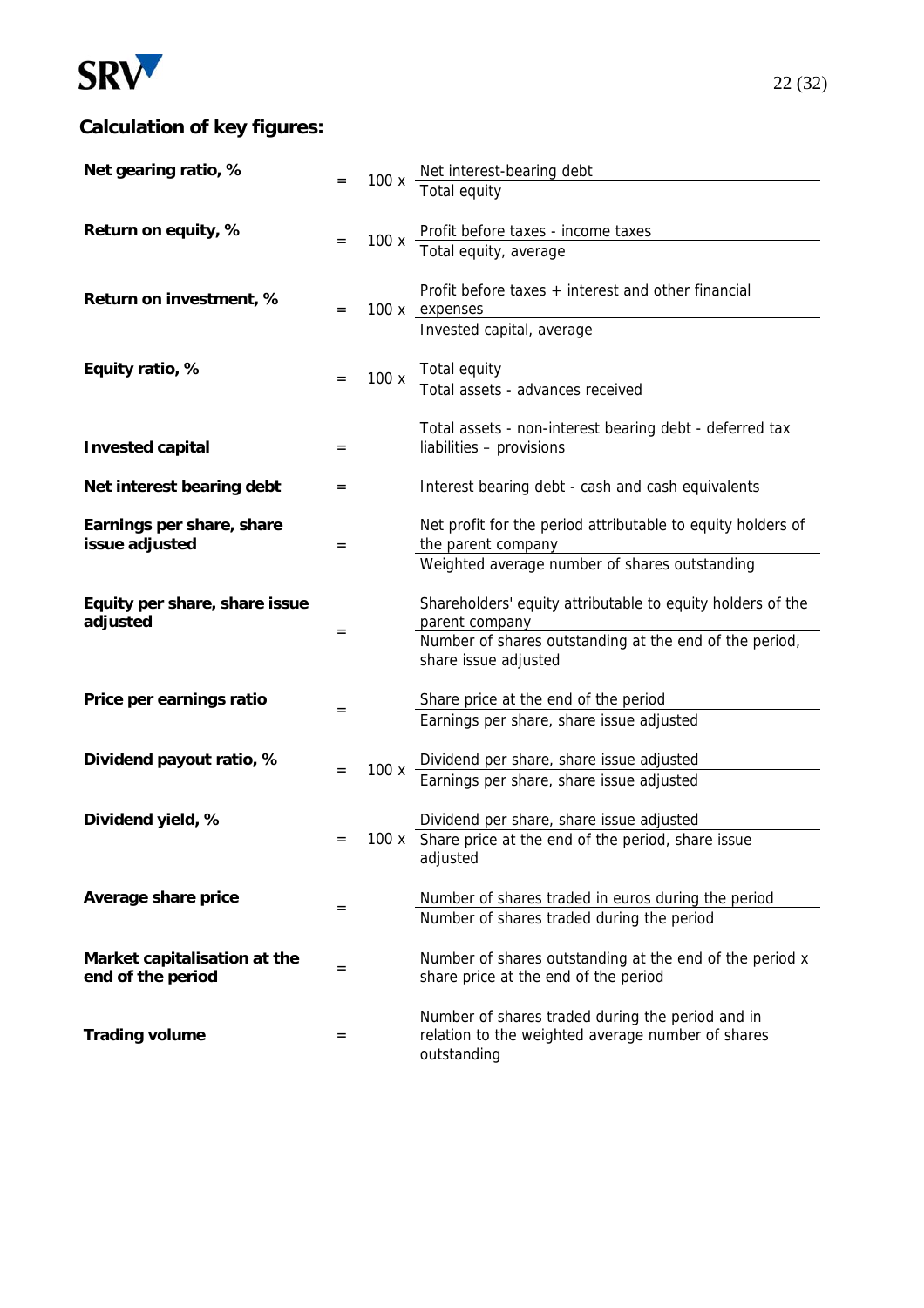## Calculation of key figures:

| Key figure | | | Formula |
|---|---|---|---|
| **Net gearing ratio, %** | = | 100 x | Net interest-bearing debt / Total equity |
| **Return on equity, %** | = | 100 x | Profit before taxes - income taxes / Total equity, average |
| **Return on investment, %** | = | 100 x | Profit before taxes + interest and other financial expenses / Invested capital, average |
| **Equity ratio, %** | = | 100 x | Total equity / Total assets - advances received |
| **Invested capital** | = | | Total assets - non-interest bearing debt - deferred tax liabilities – provisions |
| **Net interest bearing debt** | = | | Interest bearing debt - cash and cash equivalents |
| **Earnings per share, share issue adjusted** | = | | Net profit for the period attributable to equity holders of the parent company / Weighted average number of shares outstanding |
| **Equity per share, share issue adjusted** | = | | Shareholders' equity attributable to equity holders of the parent company / Number of shares outstanding at the end of the period, share issue adjusted |
| **Price per earnings ratio** | = | | Share price at the end of the period / Earnings per share, share issue adjusted |
| **Dividend payout ratio, %** | = | 100 x | Dividend per share, share issue adjusted / Earnings per share, share issue adjusted |
| **Dividend yield, %** | = | 100 x | Dividend per share, share issue adjusted / Share price at the end of the period, share issue adjusted |
| **Average share price** | = | | Number of shares traded in euros during the period / Number of shares traded during the period |
| **Market capitalisation at the end of the period** | = | | Number of shares outstanding at the end of the period x share price at the end of the period |
| **Trading volume** | = | | Number of shares traded during the period and in relation to the weighted average number of shares outstanding |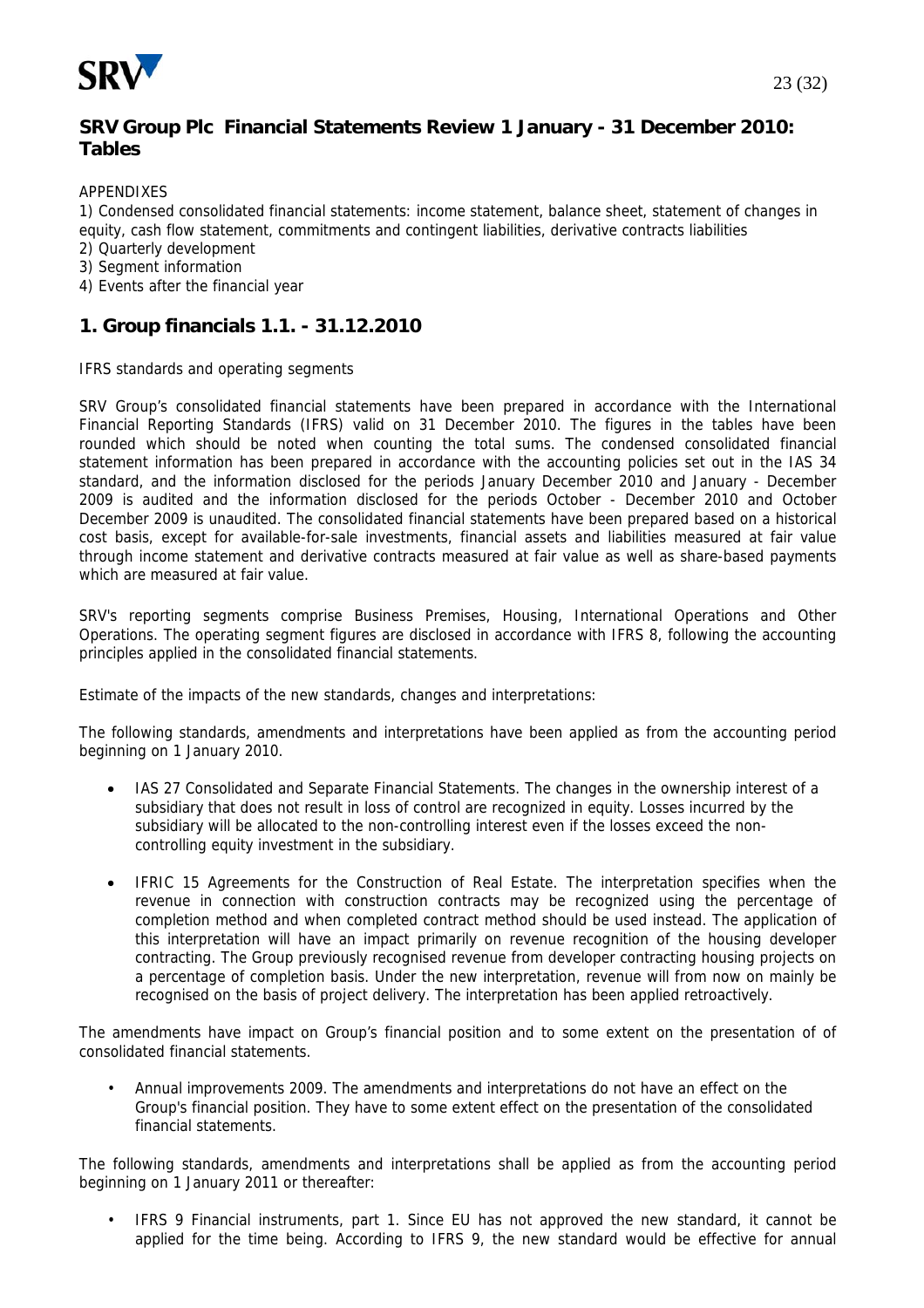## SRV Group Plc Financial Statements Review 1 January - 31 December 2010: Tables

APPENDIXES

1) Condensed consolidated financial statements: income statement, balance sheet, statement of changes in equity, cash flow statement, commitments and contingent liabilities, derivative contracts liabilities
2) Quarterly development
3) Segment information
4) Events after the financial year

## 1. Group financials 1.1. - 31.12.2010

IFRS standards and operating segments

SRV Group's consolidated financial statements have been prepared in accordance with the International Financial Reporting Standards (IFRS) valid on 31 December 2010. The figures in the tables have been rounded which should be noted when counting the total sums. The condensed consolidated financial statement information has been prepared in accordance with the accounting policies set out in the IAS 34 standard, and the information disclosed for the periods January December 2010 and January - December 2009 is audited and the information disclosed for the periods October - December 2010 and October December 2009 is unaudited. The consolidated financial statements have been prepared based on a historical cost basis, except for available-for-sale investments, financial assets and liabilities measured at fair value through income statement and derivative contracts measured at fair value as well as share-based payments which are measured at fair value.

SRV's reporting segments comprise Business Premises, Housing, International Operations and Other Operations. The operating segment figures are disclosed in accordance with IFRS 8, following the accounting principles applied in the consolidated financial statements.

Estimate of the impacts of the new standards, changes and interpretations:

The following standards, amendments and interpretations have been applied as from the accounting period beginning on 1 January 2010.

- IAS 27 Consolidated and Separate Financial Statements. The changes in the ownership interest of a subsidiary that does not result in loss of control are recognized in equity. Losses incurred by the subsidiary will be allocated to the non-controlling interest even if the losses exceed the non-controlling equity investment in the subsidiary.
- IFRIC 15 Agreements for the Construction of Real Estate. The interpretation specifies when the revenue in connection with construction contracts may be recognized using the percentage of completion method and when completed contract method should be used instead. The application of this interpretation will have an impact primarily on revenue recognition of the housing developer contracting. The Group previously recognised revenue from developer contracting housing projects on a percentage of completion basis. Under the new interpretation, revenue will from now on mainly be recognised on the basis of project delivery. The interpretation has been applied retroactively.

The amendments have impact on Group's financial position and to some extent on the presentation of of consolidated financial statements.

- Annual improvements 2009. The amendments and interpretations do not have an effect on the Group's financial position. They have to some extent effect on the presentation of the consolidated financial statements.

The following standards, amendments and interpretations shall be applied as from the accounting period beginning on 1 January 2011 or thereafter:

- IFRS 9 Financial instruments, part 1. Since EU has not approved the new standard, it cannot be applied for the time being. According to IFRS 9, the new standard would be effective for annual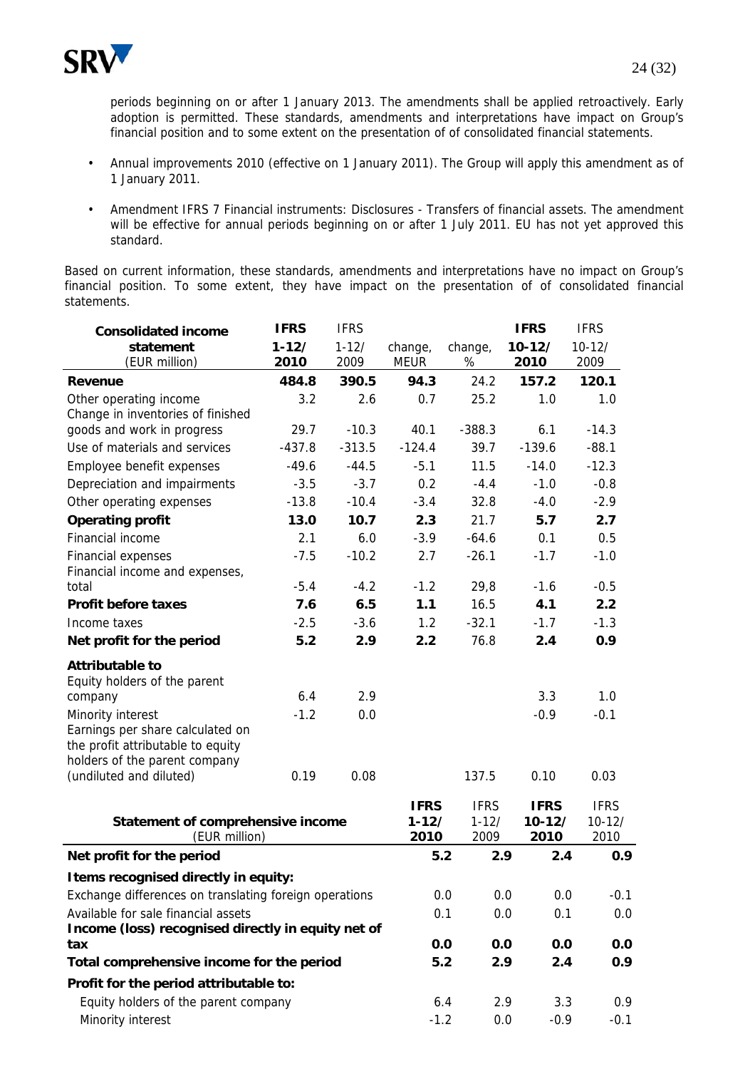periods beginning on or after 1 January 2013. The amendments shall be applied retroactively. Early adoption is permitted. These standards, amendments and interpretations have impact on Group's financial position and to some extent on the presentation of of consolidated financial statements.

- Annual improvements 2010 (effective on 1 January 2011). The Group will apply this amendment as of 1 January 2011.
- Amendment IFRS 7 Financial instruments: Disclosures - Transfers of financial assets. The amendment will be effective for annual periods beginning on or after 1 July 2011. EU has not yet approved this standard.

Based on current information, these standards, amendments and interpretations have no impact on Group's financial position. To some extent, they have impact on the presentation of of consolidated financial statements.

| **Consolidated income statement** (EUR million) | **IFRS 1-12/ 2010** | IFRS 1-12/ 2009 | change, MEUR | change, % | **IFRS 10-12/ 2010** | IFRS 10-12/ 2009 |
|---|---|---|---|---|---|---|
| **Revenue** | **484.8** | **390.5** | **94.3** | 24.2 | **157.2** | **120.1** |
| Other operating income | 3.2 | 2.6 | 0.7 | 25.2 | 1.0 | 1.0 |
| Change in inventories of finished goods and work in progress | 29.7 | -10.3 | 40.1 | -388.3 | 6.1 | -14.3 |
| Use of materials and services | -437.8 | -313.5 | -124.4 | 39.7 | -139.6 | -88.1 |
| Employee benefit expenses | -49.6 | -44.5 | -5.1 | 11.5 | -14.0 | -12.3 |
| Depreciation and impairments | -3.5 | -3.7 | 0.2 | -4.4 | -1.0 | -0.8 |
| Other operating expenses | -13.8 | -10.4 | -3.4 | 32.8 | -4.0 | -2.9 |
| **Operating profit** | **13.0** | **10.7** | **2.3** | 21.7 | **5.7** | **2.7** |
| Financial income | 2.1 | 6.0 | -3.9 | -64.6 | 0.1 | 0.5 |
| Financial expenses | -7.5 | -10.2 | 2.7 | -26.1 | -1.7 | -1.0 |
| Financial income and expenses, total | -5.4 | -4.2 | -1.2 | 29,8 | -1.6 | -0.5 |
| **Profit before taxes** | **7.6** | **6.5** | **1.1** | 16.5 | **4.1** | **2.2** |
| Income taxes | -2.5 | -3.6 | 1.2 | -32.1 | -1.7 | -1.3 |
| **Net profit for the period** | **5.2** | **2.9** | **2.2** | 76.8 | **2.4** | **0.9** |
| **Attributable to** | | | | | | |
| Equity holders of the parent company | 6.4 | 2.9 | | | 3.3 | 1.0 |
| Minority interest | -1.2 | 0.0 | | | -0.9 | -0.1 |
| Earnings per share calculated on the profit attributable to equity holders of the parent company (undiluted and diluted) | 0.19 | 0.08 | | 137.5 | 0.10 | 0.03 |

| **Statement of comprehensive income** (EUR million) | **IFRS 1-12/ 2010** | IFRS 1-12/ 2009 | **IFRS 10-12/ 2010** | IFRS 10-12/ 2010 |
|---|---|---|---|---|
| **Net profit for the period** | **5.2** | **2.9** | **2.4** | **0.9** |
| **Items recognised directly in equity:** | | | | |
| Exchange differences on translating foreign operations | 0.0 | 0.0 | 0.0 | -0.1 |
| Available for sale financial assets | 0.1 | 0.0 | 0.1 | 0.0 |
| **Income (loss) recognised directly in equity net of tax** | **0.0** | **0.0** | **0.0** | **0.0** |
| **Total comprehensive income for the period** | **5.2** | **2.9** | **2.4** | **0.9** |
| **Profit for the period attributable to:** | | | | |
| Equity holders of the parent company | 6.4 | 2.9 | 3.3 | 0.9 |
| Minority interest | -1.2 | 0.0 | -0.9 | -0.1 |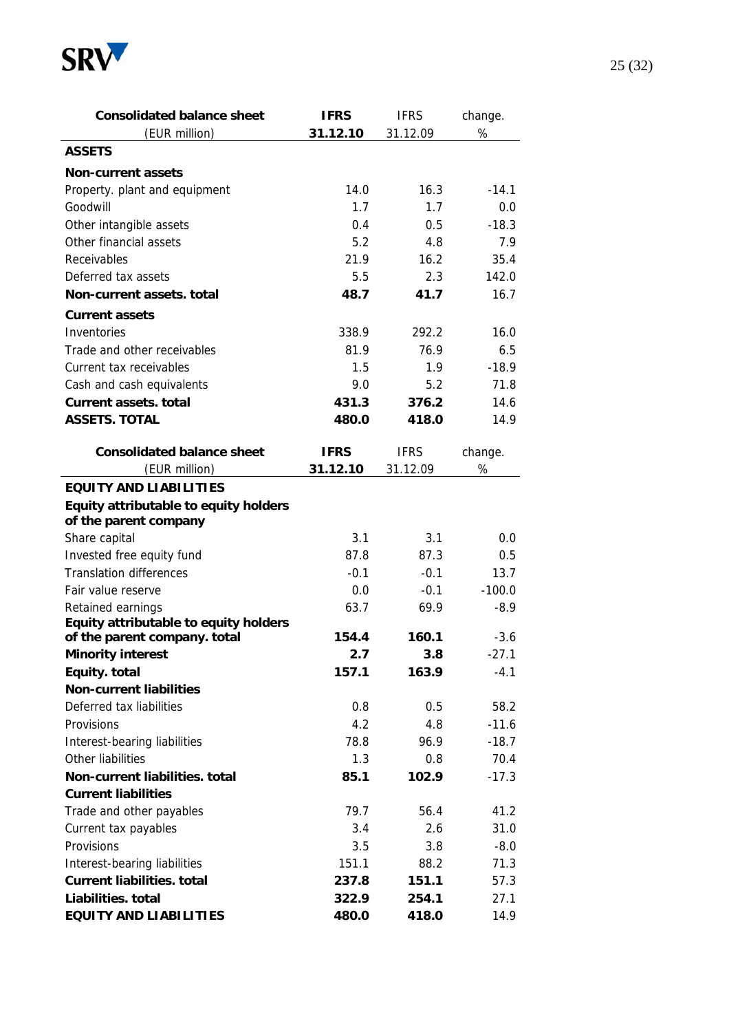| Consolidated balance sheet (EUR million) | IFRS 31.12.10 | IFRS 31.12.09 | change. % |
|---|---|---|---|
| **ASSETS** | | | |
| **Non-current assets** | | | |
| Property. plant and equipment | 14.0 | 16.3 | -14.1 |
| Goodwill | 1.7 | 1.7 | 0.0 |
| Other intangible assets | 0.4 | 0.5 | -18.3 |
| Other financial assets | 5.2 | 4.8 | 7.9 |
| Receivables | 21.9 | 16.2 | 35.4 |
| Deferred tax assets | 5.5 | 2.3 | 142.0 |
| **Non-current assets. total** | **48.7** | **41.7** | 16.7 |
| **Current assets** | | | |
| Inventories | 338.9 | 292.2 | 16.0 |
| Trade and other receivables | 81.9 | 76.9 | 6.5 |
| Current tax receivables | 1.5 | 1.9 | -18.9 |
| Cash and cash equivalents | 9.0 | 5.2 | 71.8 |
| **Current assets. total** | **431.3** | **376.2** | 14.6 |
| **ASSETS. TOTAL** | **480.0** | **418.0** | 14.9 |

| Consolidated balance sheet (EUR million) | IFRS 31.12.10 | IFRS 31.12.09 | change. % |
|---|---|---|---|
| **EQUITY AND LIABILITIES** | | | |
| **Equity attributable to equity holders of the parent company** | | | |
| Share capital | 3.1 | 3.1 | 0.0 |
| Invested free equity fund | 87.8 | 87.3 | 0.5 |
| Translation differences | -0.1 | -0.1 | 13.7 |
| Fair value reserve | 0.0 | -0.1 | -100.0 |
| Retained earnings | 63.7 | 69.9 | -8.9 |
| **Equity attributable to equity holders of the parent company. total** | **154.4** | **160.1** | -3.6 |
| **Minority interest** | **2.7** | **3.8** | -27.1 |
| **Equity. total** | **157.1** | **163.9** | -4.1 |
| **Non-current liabilities** | | | |
| Deferred tax liabilities | 0.8 | 0.5 | 58.2 |
| Provisions | 4.2 | 4.8 | -11.6 |
| Interest-bearing liabilities | 78.8 | 96.9 | -18.7 |
| Other liabilities | 1.3 | 0.8 | 70.4 |
| **Non-current liabilities. total** | **85.1** | **102.9** | -17.3 |
| **Current liabilities** | | | |
| Trade and other payables | 79.7 | 56.4 | 41.2 |
| Current tax payables | 3.4 | 2.6 | 31.0 |
| Provisions | 3.5 | 3.8 | -8.0 |
| Interest-bearing liabilities | 151.1 | 88.2 | 71.3 |
| **Current liabilities. total** | **237.8** | **151.1** | 57.3 |
| **Liabilities. total** | **322.9** | **254.1** | 27.1 |
| **EQUITY AND LIABILITIES** | **480.0** | **418.0** | 14.9 |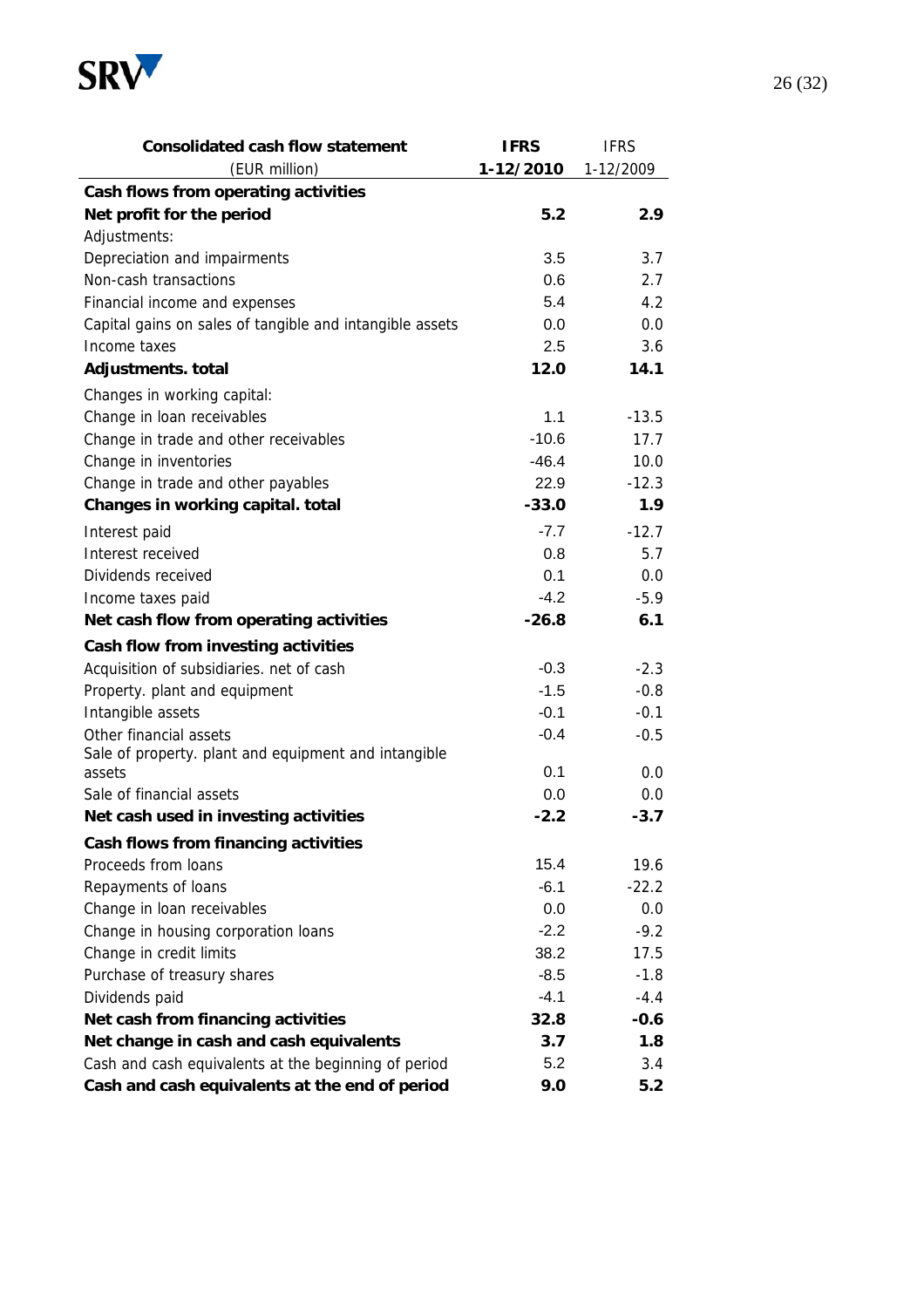| Consolidated cash flow statement | IFRS | IFRS |
|---|---|---|
| (EUR million) | 1-12/2010 | 1-12/2009 |
| **Cash flows from operating activities** | | |
| **Net profit for the period** | **5.2** | **2.9** |
| Adjustments: | | |
| Depreciation and impairments | 3.5 | 3.7 |
| Non-cash transactions | 0.6 | 2.7 |
| Financial income and expenses | 5.4 | 4.2 |
| Capital gains on sales of tangible and intangible assets | 0.0 | 0.0 |
| Income taxes | 2.5 | 3.6 |
| **Adjustments. total** | **12.0** | **14.1** |
| Changes in working capital: | | |
| Change in loan receivables | 1.1 | -13.5 |
| Change in trade and other receivables | -10.6 | 17.7 |
| Change in inventories | -46.4 | 10.0 |
| Change in trade and other payables | 22.9 | -12.3 |
| **Changes in working capital. total** | **-33.0** | **1.9** |
| Interest paid | -7.7 | -12.7 |
| Interest received | 0.8 | 5.7 |
| Dividends received | 0.1 | 0.0 |
| Income taxes paid | -4.2 | -5.9 |
| **Net cash flow from operating activities** | **-26.8** | **6.1** |
| **Cash flow from investing activities** | | |
| Acquisition of subsidiaries. net of cash | -0.3 | -2.3 |
| Property. plant and equipment | -1.5 | -0.8 |
| Intangible assets | -0.1 | -0.1 |
| Other financial assets | -0.4 | -0.5 |
| Sale of property. plant and equipment and intangible assets | 0.1 | 0.0 |
| Sale of financial assets | 0.0 | 0.0 |
| **Net cash used in investing activities** | **-2.2** | **-3.7** |
| **Cash flows from financing activities** | | |
| Proceeds from loans | 15.4 | 19.6 |
| Repayments of loans | -6.1 | -22.2 |
| Change in loan receivables | 0.0 | 0.0 |
| Change in housing corporation loans | -2.2 | -9.2 |
| Change in credit limits | 38.2 | 17.5 |
| Purchase of treasury shares | -8.5 | -1.8 |
| Dividends paid | -4.1 | -4.4 |
| **Net cash from financing activities** | **32.8** | **-0.6** |
| **Net change in cash and cash equivalents** | **3.7** | **1.8** |
| Cash and cash equivalents at the beginning of period | 5.2 | 3.4 |
| **Cash and cash equivalents at the end of period** | **9.0** | **5.2** |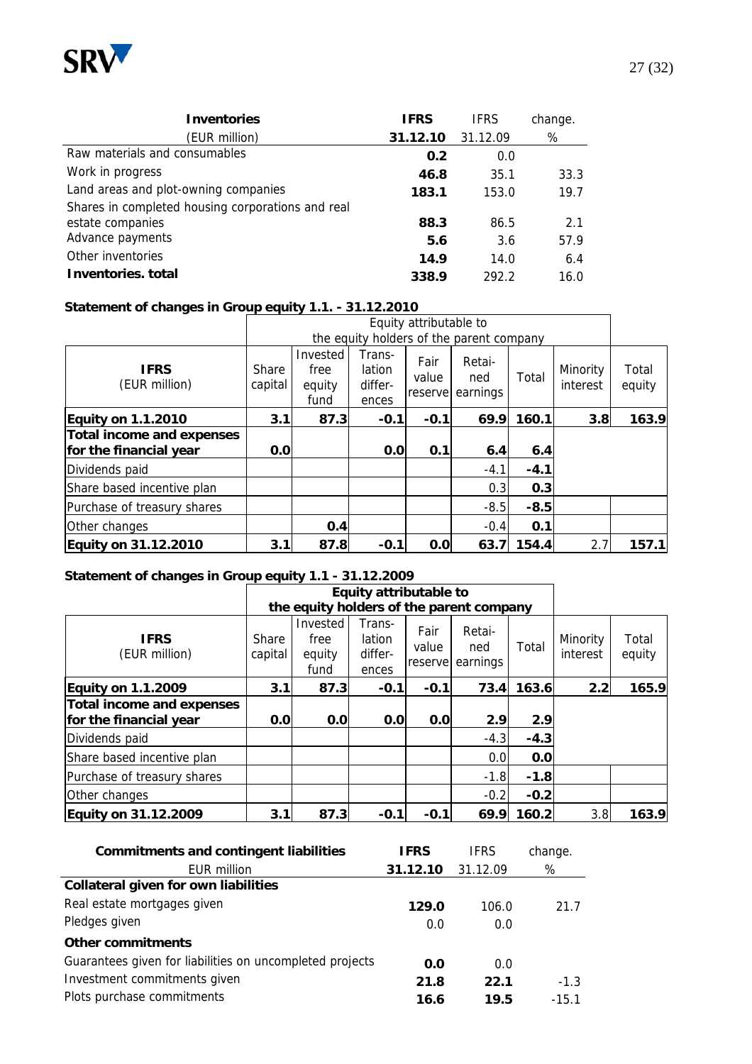| Inventories | IFRS | IFRS | change. |
|---|---|---|---|
| (EUR million) | **31.12.10** | 31.12.09 | % |
| Raw materials and consumables | **0.2** | 0.0 | |
| Work in progress | **46.8** | 35.1 | 33.3 |
| Land areas and plot-owning companies | **183.1** | 153.0 | 19.7 |
| Shares in completed housing corporations and real estate companies | **88.3** | 86.5 | 2.1 |
| Advance payments | **5.6** | 3.6 | 57.9 |
| Other inventories | **14.9** | 14.0 | 6.4 |
| **Inventories. total** | **338.9** | 292.2 | 16.0 |

**Statement of changes in Group equity 1.1. - 31.12.2010**

| | Equity attributable to the equity holders of the parent company | | | | | | | |
|---|---|---|---|---|---|---|---|---|
| **IFRS** (EUR million) | Share capital | Invested free equity fund | Trans-lation differ-ences | Fair value reserve | Retai-ned earnings | Total | Minority interest | Total equity |
| **Equity on 1.1.2010** | **3.1** | **87.3** | **-0.1** | **-0.1** | **69.9** | **160.1** | **3.8** | **163.9** |
| **Total income and expenses for the financial year** | **0.0** | | **0.0** | **0.1** | **6.4** | **6.4** | | |
| Dividends paid | | | | | -4.1 | **-4.1** | | |
| Share based incentive plan | | | | | 0.3 | **0.3** | | |
| Purchase of treasury shares | | | | | -8.5 | **-8.5** | | |
| Other changes | | **0.4** | | | -0.4 | **0.1** | | |
| **Equity on 31.12.2010** | **3.1** | **87.8** | **-0.1** | **0.0** | **63.7** | **154.4** | 2.7 | **157.1** |

**Statement of changes in Group equity 1.1 - 31.12.2009**

| | **Equity attributable to the equity holders of the parent company** | | | | | | | |
|---|---|---|---|---|---|---|---|---|
| **IFRS** (EUR million) | Share capital | Invested free equity fund | Trans-lation differ-ences | Fair value reserve | Retai-ned earnings | Total | Minority interest | Total equity |
| **Equity on 1.1.2009** | **3.1** | **87.3** | **-0.1** | **-0.1** | **73.4** | **163.6** | **2.2** | **165.9** |
| **Total income and expenses for the financial year** | **0.0** | **0.0** | **0.0** | **0.0** | **2.9** | **2.9** | | |
| Dividends paid | | | | | -4.3 | **-4.3** | | |
| Share based incentive plan | | | | | 0.0 | **0.0** | | |
| Purchase of treasury shares | | | | | -1.8 | **-1.8** | | |
| Other changes | | | | | -0.2 | **-0.2** | | |
| **Equity on 31.12.2009** | **3.1** | **87.3** | **-0.1** | **-0.1** | **69.9** | **160.2** | 3.8 | **163.9** |

| Commitments and contingent liabilities | IFRS | IFRS | change. |
|---|---|---|---|
| EUR million | **31.12.10** | 31.12.09 | % |
| **Collateral given for own liabilities** | | | |
| Real estate mortgages given | **129.0** | 106.0 | 21.7 |
| Pledges given | 0.0 | 0.0 | |
| **Other commitments** | | | |
| Guarantees given for liabilities on uncompleted projects | **0.0** | 0.0 | |
| Investment commitments given | **21.8** | **22.1** | -1.3 |
| Plots purchase commitments | **16.6** | **19.5** | -15.1 |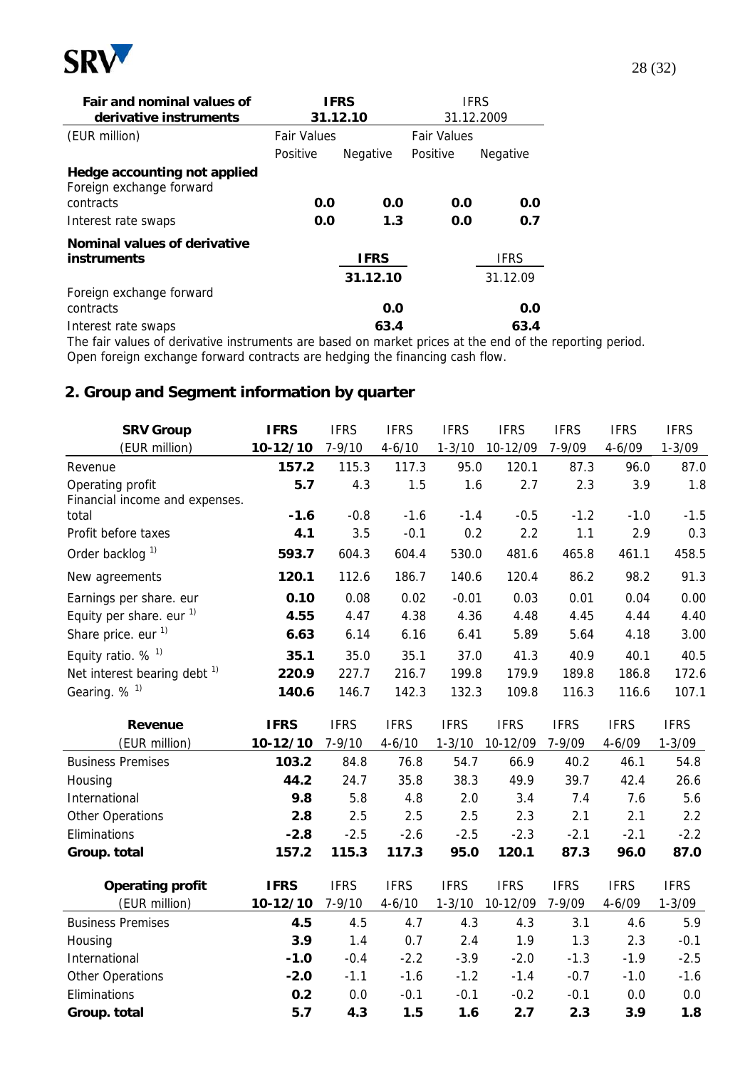| Fair and nominal values of derivative instruments | IFRS 31.12.10 | | IFRS 31.12.2009 | |
|---|---|---|---|---|
| (EUR million) | Fair Values | | Fair Values | |
| | Positive | Negative | Positive | Negative |
| **Hedge accounting not applied** | | | | |
| Foreign exchange forward contracts | **0.0** | **0.0** | **0.0** | **0.0** |
| Interest rate swaps | **0.0** | **1.3** | **0.0** | **0.7** |

| Nominal values of derivative instruments | IFRS 31.12.10 | IFRS 31.12.09 |
|---|---|---|
| Foreign exchange forward contracts | **0.0** | **0.0** |
| Interest rate swaps | **63.4** | **63.4** |

The fair values of derivative instruments are based on market prices at the end of the reporting period. Open foreign exchange forward contracts are hedging the financing cash flow.

## 2. Group and Segment information by quarter

| SRV Group (EUR million) | IFRS 10-12/10 | IFRS 7-9/10 | IFRS 4-6/10 | IFRS 1-3/10 | IFRS 10-12/09 | IFRS 7-9/09 | IFRS 4-6/09 | IFRS 1-3/09 |
|---|---|---|---|---|---|---|---|---|
| Revenue | **157.2** | 115.3 | 117.3 | 95.0 | 120.1 | 87.3 | 96.0 | 87.0 |
| Operating profit | **5.7** | 4.3 | 1.5 | 1.6 | 2.7 | 2.3 | 3.9 | 1.8 |
| Financial income and expenses. total | **-1.6** | -0.8 | -1.6 | -1.4 | -0.5 | -1.2 | -1.0 | -1.5 |
| Profit before taxes | **4.1** | 3.5 | -0.1 | 0.2 | 2.2 | 1.1 | 2.9 | 0.3 |
| Order backlog [1)] | **593.7** | 604.3 | 604.4 | 530.0 | 481.6 | 465.8 | 461.1 | 458.5 |
| New agreements | **120.1** | 112.6 | 186.7 | 140.6 | 120.4 | 86.2 | 98.2 | 91.3 |
| Earnings per share. eur | **0.10** | 0.08 | 0.02 | -0.01 | 0.03 | 0.01 | 0.04 | 0.00 |
| Equity per share. eur [1)] | **4.55** | 4.47 | 4.38 | 4.36 | 4.48 | 4.45 | 4.44 | 4.40 |
| Share price. eur [1)] | **6.63** | 6.14 | 6.16 | 6.41 | 5.89 | 5.64 | 4.18 | 3.00 |
| Equity ratio. % [1)] | **35.1** | 35.0 | 35.1 | 37.0 | 41.3 | 40.9 | 40.1 | 40.5 |
| Net interest bearing debt [1)] | **220.9** | 227.7 | 216.7 | 199.8 | 179.9 | 189.8 | 186.8 | 172.6 |
| Gearing. % [1)] | **140.6** | 146.7 | 142.3 | 132.3 | 109.8 | 116.3 | 116.6 | 107.1 |

| Revenue (EUR million) | IFRS 10-12/10 | IFRS 7-9/10 | IFRS 4-6/10 | IFRS 1-3/10 | IFRS 10-12/09 | IFRS 7-9/09 | IFRS 4-6/09 | IFRS 1-3/09 |
|---|---|---|---|---|---|---|---|---|
| Business Premises | **103.2** | 84.8 | 76.8 | 54.7 | 66.9 | 40.2 | 46.1 | 54.8 |
| Housing | **44.2** | 24.7 | 35.8 | 38.3 | 49.9 | 39.7 | 42.4 | 26.6 |
| International | **9.8** | 5.8 | 4.8 | 2.0 | 3.4 | 7.4 | 7.6 | 5.6 |
| Other Operations | **2.8** | 2.5 | 2.5 | 2.5 | 2.3 | 2.1 | 2.1 | 2.2 |
| Eliminations | **-2.8** | -2.5 | -2.6 | -2.5 | -2.3 | -2.1 | -2.1 | -2.2 |
| **Group. total** | **157.2** | **115.3** | **117.3** | **95.0** | **120.1** | **87.3** | **96.0** | **87.0** |

| Operating profit (EUR million) | IFRS 10-12/10 | IFRS 7-9/10 | IFRS 4-6/10 | IFRS 1-3/10 | IFRS 10-12/09 | IFRS 7-9/09 | IFRS 4-6/09 | IFRS 1-3/09 |
|---|---|---|---|---|---|---|---|---|
| Business Premises | **4.5** | 4.5 | 4.7 | 4.3 | 4.3 | 3.1 | 4.6 | 5.9 |
| Housing | **3.9** | 1.4 | 0.7 | 2.4 | 1.9 | 1.3 | 2.3 | -0.1 |
| International | **-1.0** | -0.4 | -2.2 | -3.9 | -2.0 | -1.3 | -1.9 | -2.5 |
| Other Operations | **-2.0** | -1.1 | -1.6 | -1.2 | -1.4 | -0.7 | -1.0 | -1.6 |
| Eliminations | **0.2** | 0.0 | -0.1 | -0.1 | -0.2 | -0.1 | 0.0 | 0.0 |
| **Group. total** | **5.7** | **4.3** | **1.5** | **1.6** | **2.7** | **2.3** | **3.9** | **1.8** |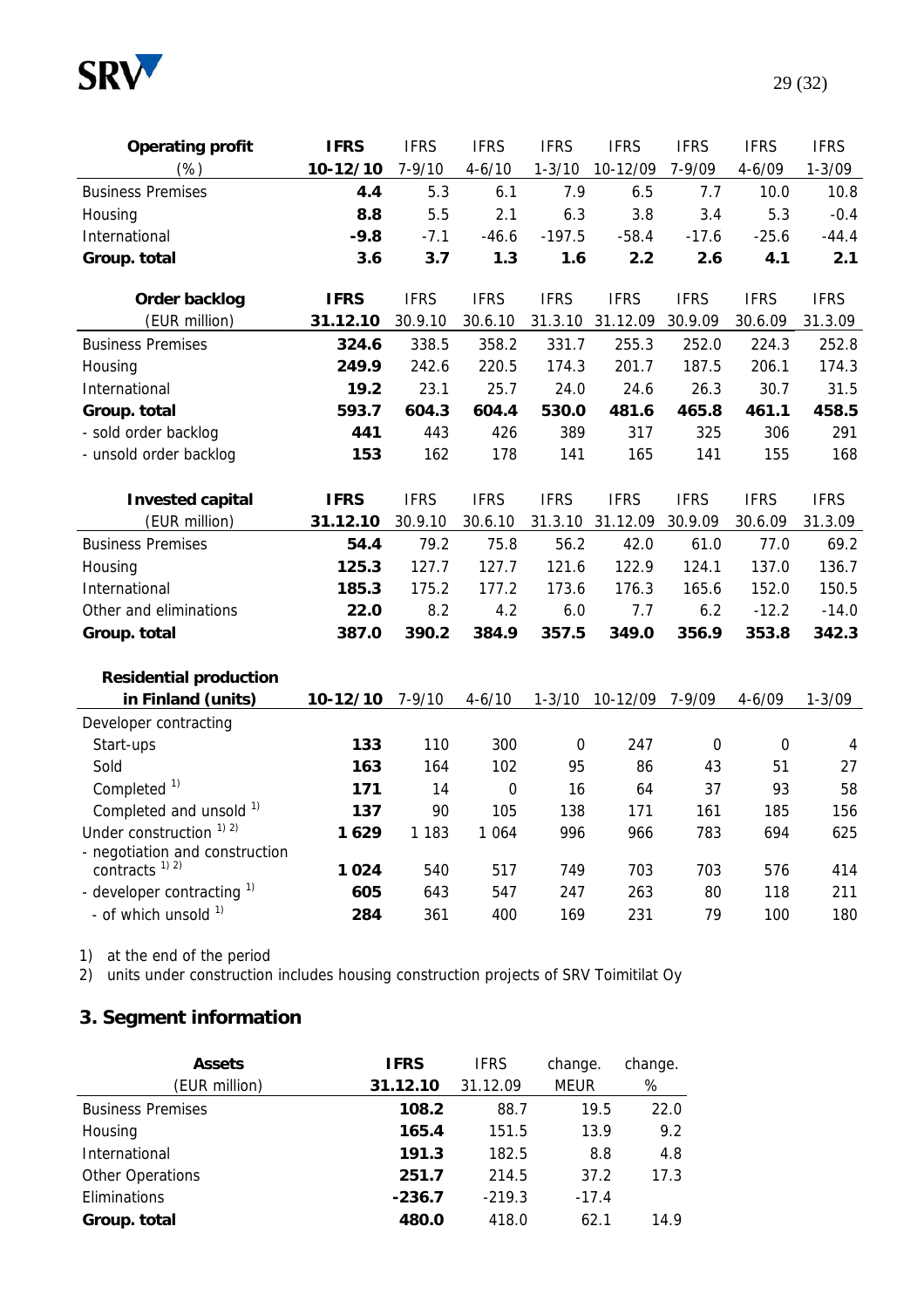| **Operating profit** | **IFRS** | IFRS | IFRS | IFRS | IFRS | IFRS | IFRS | IFRS |
|---|---|---|---|---|---|---|---|---|
| (%) | **10-12/10** | 7-9/10 | 4-6/10 | 1-3/10 | 10-12/09 | 7-9/09 | 4-6/09 | 1-3/09 |
| Business Premises | **4.4** | 5.3 | 6.1 | 7.9 | 6.5 | 7.7 | 10.0 | 10.8 |
| Housing | **8.8** | 5.5 | 2.1 | 6.3 | 3.8 | 3.4 | 5.3 | -0.4 |
| International | **-9.8** | -7.1 | -46.6 | -197.5 | -58.4 | -17.6 | -25.6 | -44.4 |
| **Group. total** | **3.6** | **3.7** | **1.3** | **1.6** | **2.2** | **2.6** | **4.1** | **2.1** |

| **Order backlog** | **IFRS** | IFRS | IFRS | IFRS | IFRS | IFRS | IFRS | IFRS |
|---|---|---|---|---|---|---|---|---|
| (EUR million) | **31.12.10** | 30.9.10 | 30.6.10 | 31.3.10 | 31.12.09 | 30.9.09 | 30.6.09 | 31.3.09 |
| Business Premises | **324.6** | 338.5 | 358.2 | 331.7 | 255.3 | 252.0 | 224.3 | 252.8 |
| Housing | **249.9** | 242.6 | 220.5 | 174.3 | 201.7 | 187.5 | 206.1 | 174.3 |
| International | **19.2** | 23.1 | 25.7 | 24.0 | 24.6 | 26.3 | 30.7 | 31.5 |
| **Group. total** | **593.7** | **604.3** | **604.4** | **530.0** | **481.6** | **465.8** | **461.1** | **458.5** |
| - sold order backlog | **441** | 443 | 426 | 389 | 317 | 325 | 306 | 291 |
| - unsold order backlog | **153** | 162 | 178 | 141 | 165 | 141 | 155 | 168 |

| **Invested capital** | **IFRS** | IFRS | IFRS | IFRS | IFRS | IFRS | IFRS | IFRS |
|---|---|---|---|---|---|---|---|---|
| (EUR million) | **31.12.10** | 30.9.10 | 30.6.10 | 31.3.10 | 31.12.09 | 30.9.09 | 30.6.09 | 31.3.09 |
| Business Premises | **54.4** | 79.2 | 75.8 | 56.2 | 42.0 | 61.0 | 77.0 | 69.2 |
| Housing | **125.3** | 127.7 | 127.7 | 121.6 | 122.9 | 124.1 | 137.0 | 136.7 |
| International | **185.3** | 175.2 | 177.2 | 173.6 | 176.3 | 165.6 | 152.0 | 150.5 |
| Other and eliminations | **22.0** | 8.2 | 4.2 | 6.0 | 7.7 | 6.2 | -12.2 | -14.0 |
| **Group. total** | **387.0** | **390.2** | **384.9** | **357.5** | **349.0** | **356.9** | **353.8** | **342.3** |

| **Residential production in Finland (units)** | **10-12/10** | 7-9/10 | 4-6/10 | 1-3/10 | 10-12/09 | 7-9/09 | 4-6/09 | 1-3/09 |
|---|---|---|---|---|---|---|---|---|
| Developer contracting | | | | | | | | |
| Start-ups | **133** | 110 | 300 | 0 | 247 | 0 | 0 | 4 |
| Sold | **163** | 164 | 102 | 95 | 86 | 43 | 51 | 27 |
| Completed [1] | **171** | 14 | 0 | 16 | 64 | 37 | 93 | 58 |
| Completed and unsold [1] | **137** | 90 | 105 | 138 | 171 | 161 | 185 | 156 |
| Under construction [1] [2] | **1 629** | 1 183 | 1 064 | 996 | 966 | 783 | 694 | 625 |
| - negotiation and construction contracts [1] [2] | **1 024** | 540 | 517 | 749 | 703 | 703 | 576 | 414 |
| - developer contracting [1] | **605** | 643 | 547 | 247 | 263 | 80 | 118 | 211 |
| - of which unsold [1] | **284** | 361 | 400 | 169 | 231 | 79 | 100 | 180 |

1) at the end of the period
2) units under construction includes housing construction projects of SRV Toimitilat Oy

## 3. Segment information

| **Assets** | **IFRS** | IFRS | change. | change. |
|---|---|---|---|---|
| (EUR million) | **31.12.10** | 31.12.09 | MEUR | % |
| Business Premises | **108.2** | 88.7 | 19.5 | 22.0 |
| Housing | **165.4** | 151.5 | 13.9 | 9.2 |
| International | **191.3** | 182.5 | 8.8 | 4.8 |
| Other Operations | **251.7** | 214.5 | 37.2 | 17.3 |
| Eliminations | **-236.7** | -219.3 | -17.4 | |
| **Group. total** | **480.0** | 418.0 | 62.1 | 14.9 |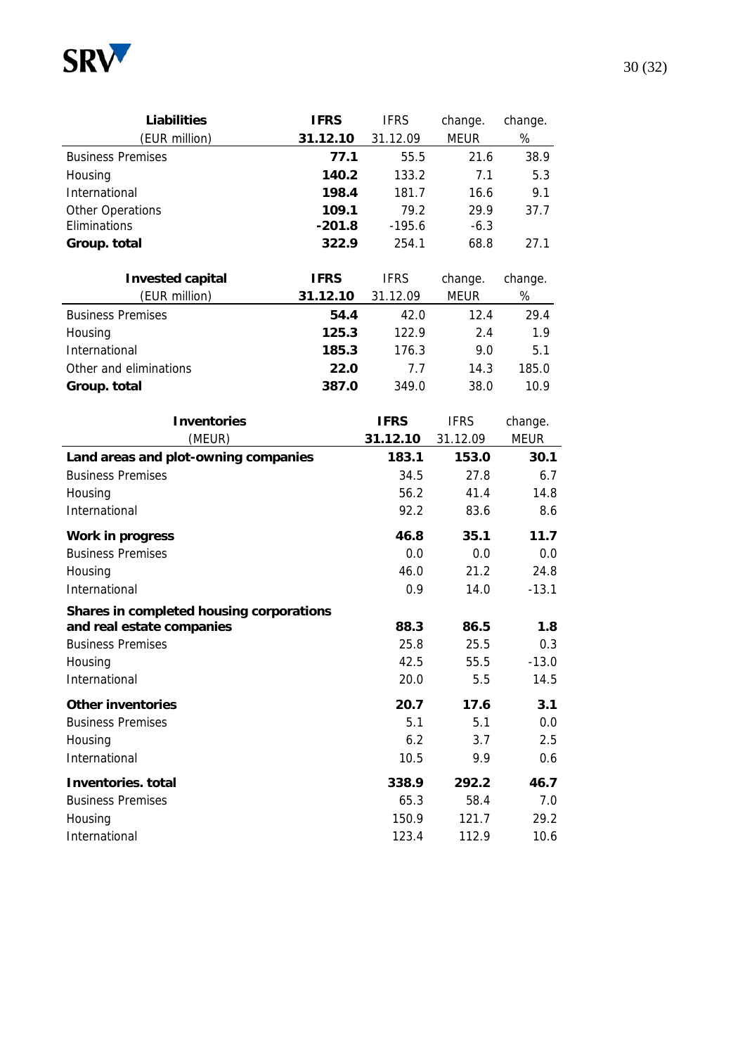| Liabilities (EUR million) | IFRS 31.12.10 | IFRS 31.12.09 | change. MEUR | change. % |
|---|---|---|---|---|
| Business Premises | **77.1** | 55.5 | 21.6 | 38.9 |
| Housing | **140.2** | 133.2 | 7.1 | 5.3 |
| International | **198.4** | 181.7 | 16.6 | 9.1 |
| Other Operations | **109.1** | 79.2 | 29.9 | 37.7 |
| Eliminations | **-201.8** | -195.6 | -6.3 | |
| **Group. total** | **322.9** | 254.1 | 68.8 | 27.1 |

| Invested capital (EUR million) | IFRS 31.12.10 | IFRS 31.12.09 | change. MEUR | change. % |
|---|---|---|---|---|
| Business Premises | **54.4** | 42.0 | 12.4 | 29.4 |
| Housing | **125.3** | 122.9 | 2.4 | 1.9 |
| International | **185.3** | 176.3 | 9.0 | 5.1 |
| Other and eliminations | **22.0** | 7.7 | 14.3 | 185.0 |
| **Group. total** | **387.0** | 349.0 | 38.0 | 10.9 |

| Inventories (MEUR) | IFRS 31.12.10 | IFRS 31.12.09 | change. MEUR |
|---|---|---|---|
| **Land areas and plot-owning companies** | **183.1** | **153.0** | **30.1** |
| Business Premises | 34.5 | 27.8 | 6.7 |
| Housing | 56.2 | 41.4 | 14.8 |
| International | 92.2 | 83.6 | 8.6 |
| **Work in progress** | **46.8** | **35.1** | **11.7** |
| Business Premises | 0.0 | 0.0 | 0.0 |
| Housing | 46.0 | 21.2 | 24.8 |
| International | 0.9 | 14.0 | -13.1 |
| **Shares in completed housing corporations and real estate companies** | **88.3** | **86.5** | **1.8** |
| Business Premises | 25.8 | 25.5 | 0.3 |
| Housing | 42.5 | 55.5 | -13.0 |
| International | 20.0 | 5.5 | 14.5 |
| **Other inventories** | **20.7** | **17.6** | **3.1** |
| Business Premises | 5.1 | 5.1 | 0.0 |
| Housing | 6.2 | 3.7 | 2.5 |
| International | 10.5 | 9.9 | 0.6 |
| **Inventories. total** | **338.9** | **292.2** | **46.7** |
| Business Premises | 65.3 | 58.4 | 7.0 |
| Housing | 150.9 | 121.7 | 29.2 |
| International | 123.4 | 112.9 | 10.6 |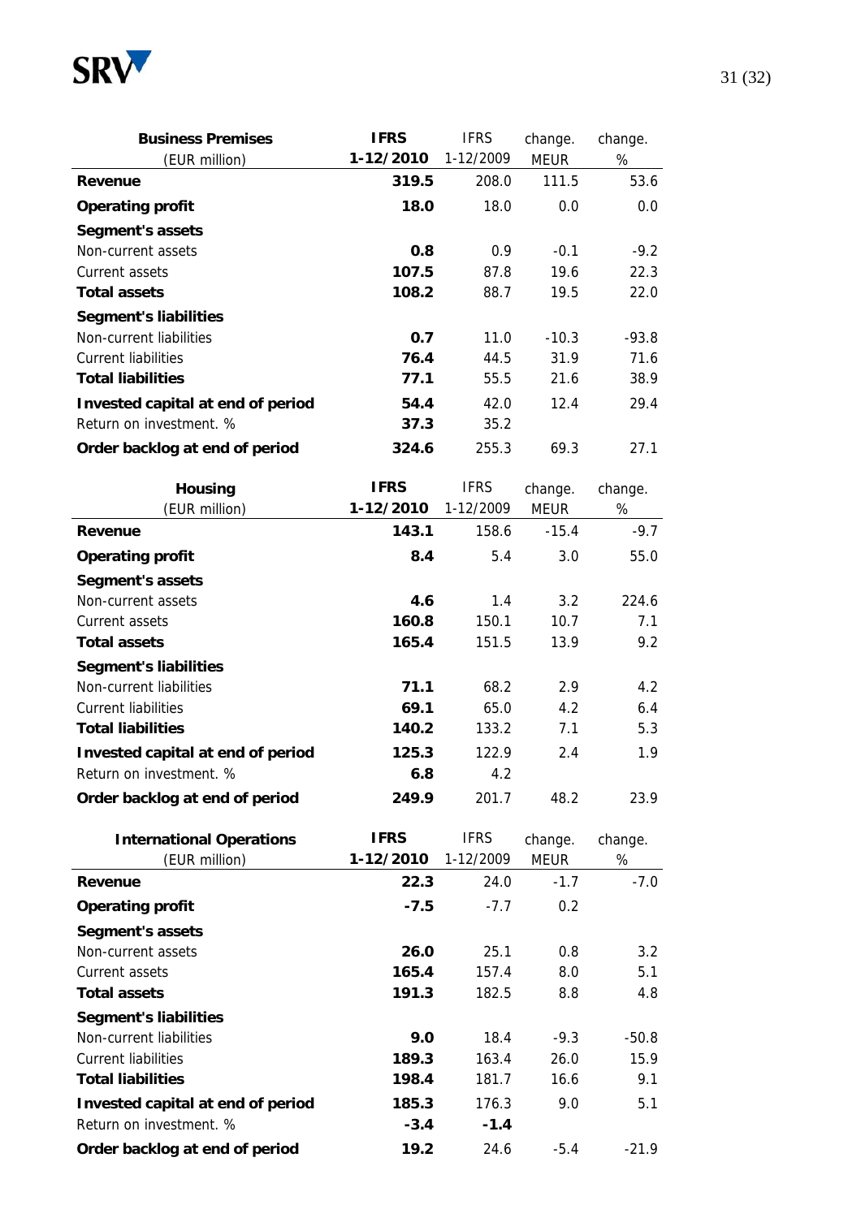| Business Premises (EUR million) | IFRS 1-12/2010 | IFRS 1-12/2009 | change. MEUR | change. % |
|---|---|---|---|---|
| **Revenue** | **319.5** | 208.0 | 111.5 | 53.6 |
| **Operating profit** | **18.0** | 18.0 | 0.0 | 0.0 |
| **Segment's assets** | | | | |
| Non-current assets | **0.8** | 0.9 | -0.1 | -9.2 |
| Current assets | **107.5** | 87.8 | 19.6 | 22.3 |
| **Total assets** | **108.2** | 88.7 | 19.5 | 22.0 |
| **Segment's liabilities** | | | | |
| Non-current liabilities | **0.7** | 11.0 | -10.3 | -93.8 |
| Current liabilities | **76.4** | 44.5 | 31.9 | 71.6 |
| **Total liabilities** | **77.1** | 55.5 | 21.6 | 38.9 |
| **Invested capital at end of period** | **54.4** | 42.0 | 12.4 | 29.4 |
| Return on investment. % | **37.3** | 35.2 | | |
| **Order backlog at end of period** | **324.6** | 255.3 | 69.3 | 27.1 |

| Housing (EUR million) | IFRS 1-12/2010 | IFRS 1-12/2009 | change. MEUR | change. % |
|---|---|---|---|---|
| **Revenue** | **143.1** | 158.6 | -15.4 | -9.7 |
| **Operating profit** | **8.4** | 5.4 | 3.0 | 55.0 |
| **Segment's assets** | | | | |
| Non-current assets | **4.6** | 1.4 | 3.2 | 224.6 |
| Current assets | **160.8** | 150.1 | 10.7 | 7.1 |
| **Total assets** | **165.4** | 151.5 | 13.9 | 9.2 |
| **Segment's liabilities** | | | | |
| Non-current liabilities | **71.1** | 68.2 | 2.9 | 4.2 |
| Current liabilities | **69.1** | 65.0 | 4.2 | 6.4 |
| **Total liabilities** | **140.2** | 133.2 | 7.1 | 5.3 |
| **Invested capital at end of period** | **125.3** | 122.9 | 2.4 | 1.9 |
| Return on investment. % | **6.8** | 4.2 | | |
| **Order backlog at end of period** | **249.9** | 201.7 | 48.2 | 23.9 |

| International Operations (EUR million) | IFRS 1-12/2010 | IFRS 1-12/2009 | change. MEUR | change. % |
|---|---|---|---|---|
| **Revenue** | **22.3** | 24.0 | -1.7 | -7.0 |
| **Operating profit** | **-7.5** | -7.7 | 0.2 | |
| **Segment's assets** | | | | |
| Non-current assets | **26.0** | 25.1 | 0.8 | 3.2 |
| Current assets | **165.4** | 157.4 | 8.0 | 5.1 |
| **Total assets** | **191.3** | 182.5 | 8.8 | 4.8 |
| **Segment's liabilities** | | | | |
| Non-current liabilities | **9.0** | 18.4 | -9.3 | -50.8 |
| Current liabilities | **189.3** | 163.4 | 26.0 | 15.9 |
| **Total liabilities** | **198.4** | 181.7 | 16.6 | 9.1 |
| **Invested capital at end of period** | **185.3** | 176.3 | 9.0 | 5.1 |
| Return on investment. % | **-3.4** | **-1.4** | | |
| **Order backlog at end of period** | **19.2** | 24.6 | -5.4 | -21.9 |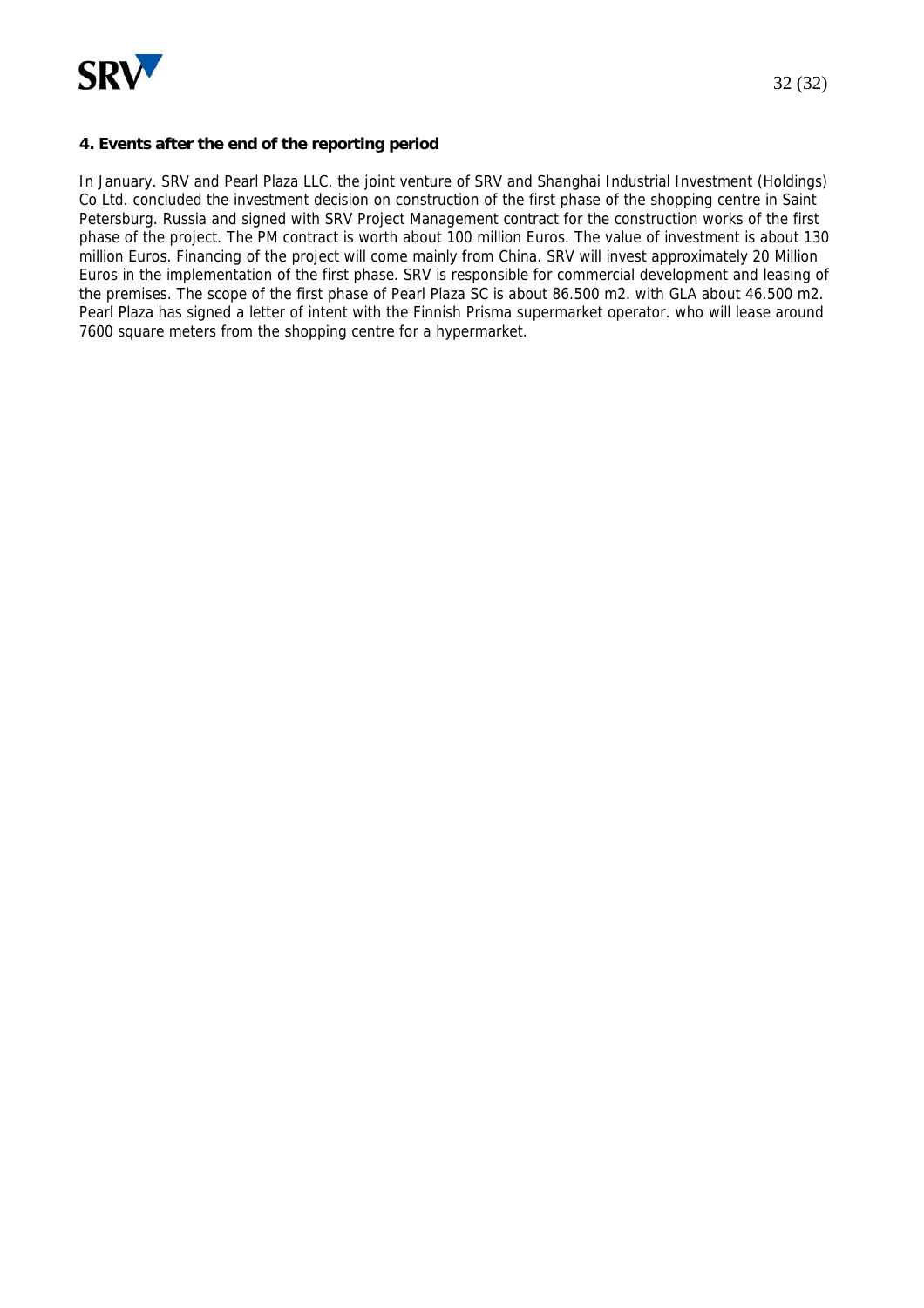#### 4. Events after the end of the reporting period

In January. SRV and Pearl Plaza LLC. the joint venture of SRV and Shanghai Industrial Investment (Holdings) Co Ltd. concluded the investment decision on construction of the first phase of the shopping centre in Saint Petersburg. Russia and signed with SRV Project Management contract for the construction works of the first phase of the project. The PM contract is worth about 100 million Euros. The value of investment is about 130 million Euros. Financing of the project will come mainly from China. SRV will invest approximately 20 Million Euros in the implementation of the first phase. SRV is responsible for commercial development and leasing of the premises. The scope of the first phase of Pearl Plaza SC is about 86.500 m2. with GLA about 46.500 m2. Pearl Plaza has signed a letter of intent with the Finnish Prisma supermarket operator. who will lease around 7600 square meters from the shopping centre for a hypermarket.